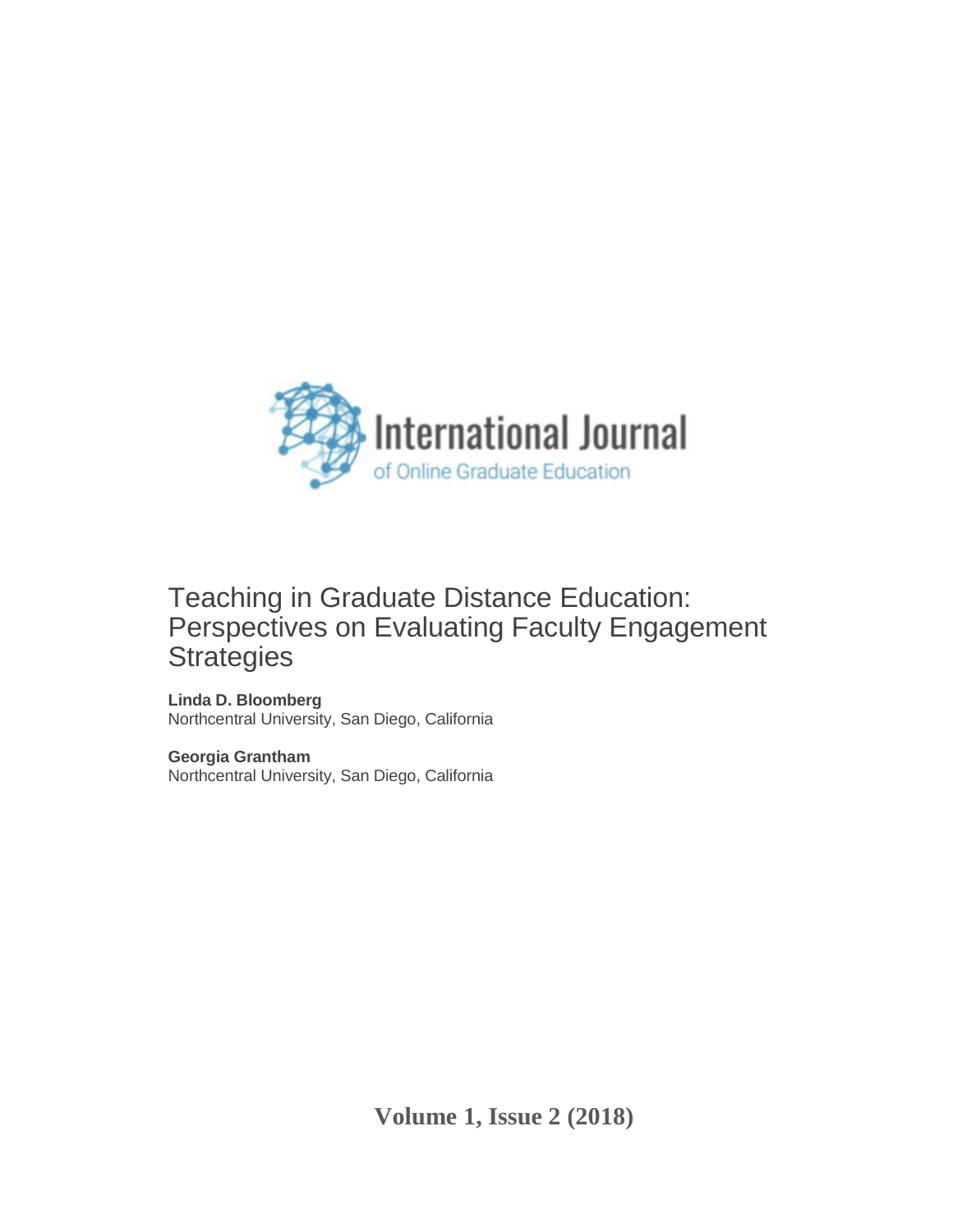International Journal of Online Graduate Education

# Teaching in Graduate Distance Education: Perspectives on Evaluating Faculty Engagement Strategies

**Linda D. Bloomberg**
Northcentral University, San Diego, California

**Georgia Grantham**
Northcentral University, San Diego, California

**Volume 1, Issue 2 (2018)**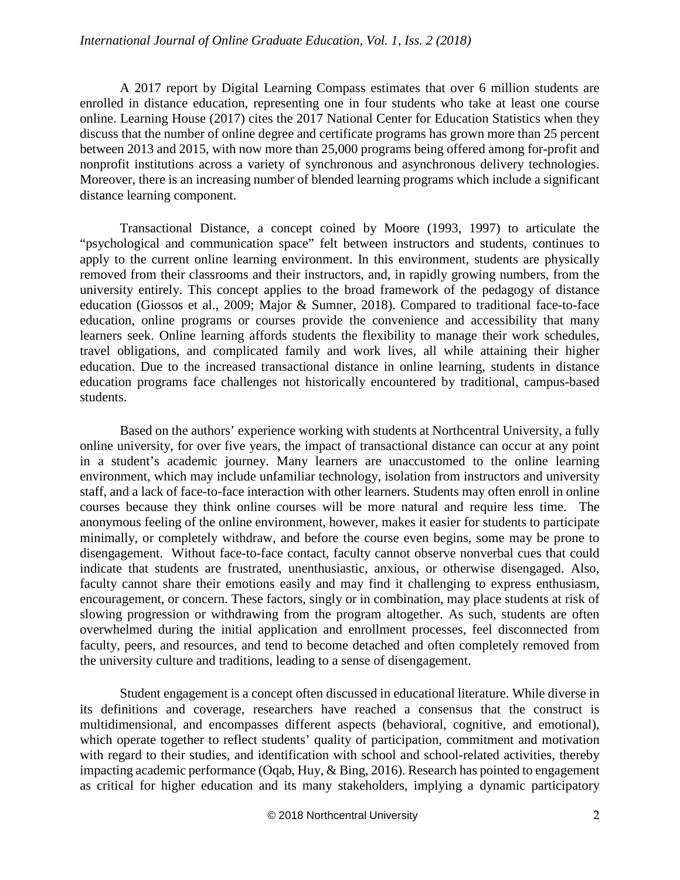A 2017 report by Digital Learning Compass estimates that over 6 million students are enrolled in distance education, representing one in four students who take at least one course online. Learning House (2017) cites the 2017 National Center for Education Statistics when they discuss that the number of online degree and certificate programs has grown more than 25 percent between 2013 and 2015, with now more than 25,000 programs being offered among for-profit and nonprofit institutions across a variety of synchronous and asynchronous delivery technologies. Moreover, there is an increasing number of blended learning programs which include a significant distance learning component.

Transactional Distance, a concept coined by Moore (1993, 1997) to articulate the "psychological and communication space" felt between instructors and students, continues to apply to the current online learning environment. In this environment, students are physically removed from their classrooms and their instructors, and, in rapidly growing numbers, from the university entirely. This concept applies to the broad framework of the pedagogy of distance education (Giossos et al., 2009; Major & Sumner, 2018). Compared to traditional face-to-face education, online programs or courses provide the convenience and accessibility that many learners seek. Online learning affords students the flexibility to manage their work schedules, travel obligations, and complicated family and work lives, all while attaining their higher education. Due to the increased transactional distance in online learning, students in distance education programs face challenges not historically encountered by traditional, campus-based students.

Based on the authors' experience working with students at Northcentral University, a fully online university, for over five years, the impact of transactional distance can occur at any point in a student's academic journey. Many learners are unaccustomed to the online learning environment, which may include unfamiliar technology, isolation from instructors and university staff, and a lack of face-to-face interaction with other learners. Students may often enroll in online courses because they think online courses will be more natural and require less time. The anonymous feeling of the online environment, however, makes it easier for students to participate minimally, or completely withdraw, and before the course even begins, some may be prone to disengagement. Without face-to-face contact, faculty cannot observe nonverbal cues that could indicate that students are frustrated, unenthusiastic, anxious, or otherwise disengaged. Also, faculty cannot share their emotions easily and may find it challenging to express enthusiasm, encouragement, or concern. These factors, singly or in combination, may place students at risk of slowing progression or withdrawing from the program altogether. As such, students are often overwhelmed during the initial application and enrollment processes, feel disconnected from faculty, peers, and resources, and tend to become detached and often completely removed from the university culture and traditions, leading to a sense of disengagement.

Student engagement is a concept often discussed in educational literature. While diverse in its definitions and coverage, researchers have reached a consensus that the construct is multidimensional, and encompasses different aspects (behavioral, cognitive, and emotional), which operate together to reflect students' quality of participation, commitment and motivation with regard to their studies, and identification with school and school-related activities, thereby impacting academic performance (Oqab, Huy, & Bing, 2016). Research has pointed to engagement as critical for higher education and its many stakeholders, implying a dynamic participatory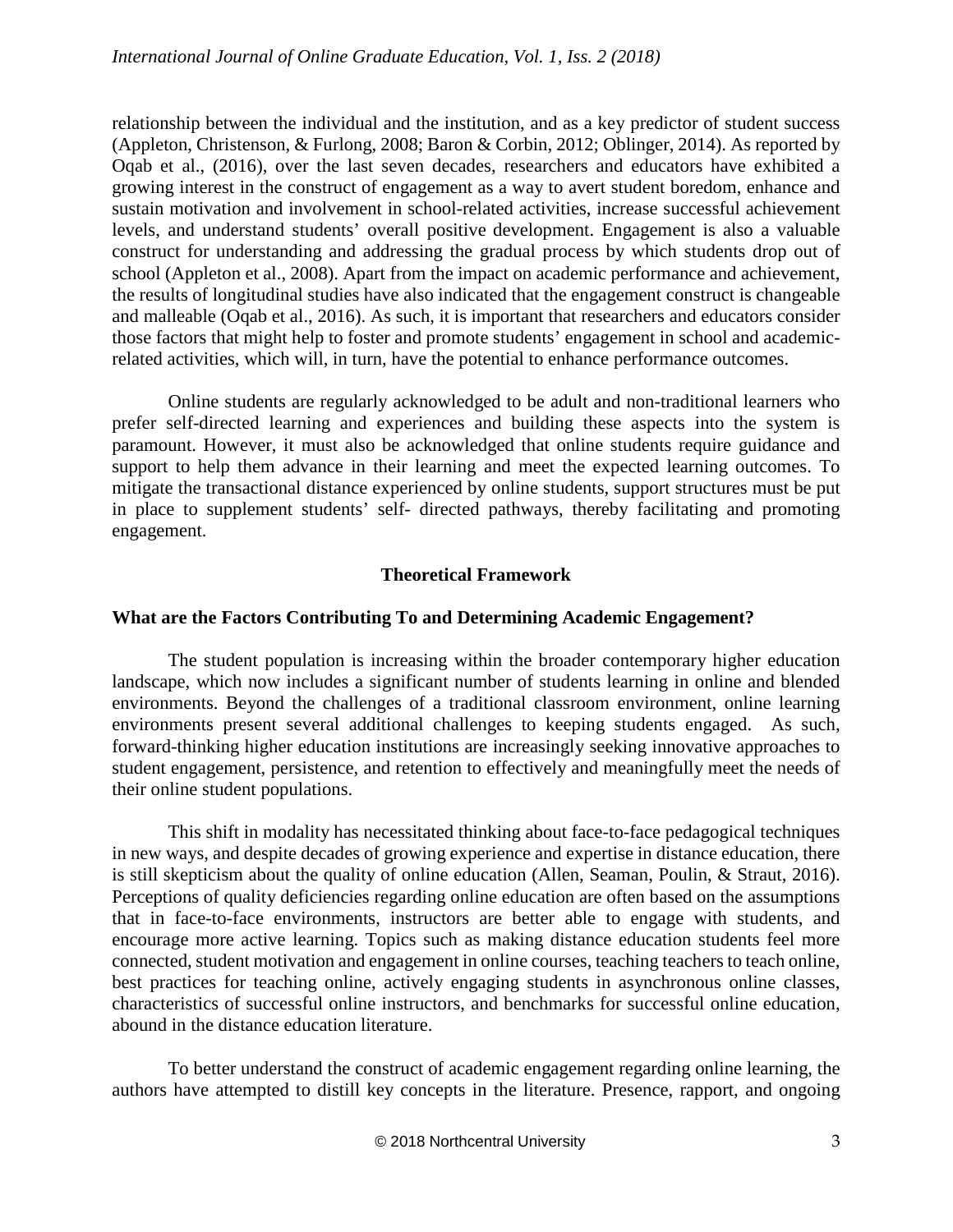relationship between the individual and the institution, and as a key predictor of student success (Appleton, Christenson, & Furlong, 2008; Baron & Corbin, 2012; Oblinger, 2014). As reported by Oqab et al., (2016), over the last seven decades, researchers and educators have exhibited a growing interest in the construct of engagement as a way to avert student boredom, enhance and sustain motivation and involvement in school-related activities, increase successful achievement levels, and understand students' overall positive development. Engagement is also a valuable construct for understanding and addressing the gradual process by which students drop out of school (Appleton et al., 2008). Apart from the impact on academic performance and achievement, the results of longitudinal studies have also indicated that the engagement construct is changeable and malleable (Oqab et al., 2016). As such, it is important that researchers and educators consider those factors that might help to foster and promote students' engagement in school and academic-related activities, which will, in turn, have the potential to enhance performance outcomes.

Online students are regularly acknowledged to be adult and non-traditional learners who prefer self-directed learning and experiences and building these aspects into the system is paramount. However, it must also be acknowledged that online students require guidance and support to help them advance in their learning and meet the expected learning outcomes. To mitigate the transactional distance experienced by online students, support structures must be put in place to supplement students' self- directed pathways, thereby facilitating and promoting engagement.

## Theoretical Framework

### What are the Factors Contributing To and Determining Academic Engagement?

The student population is increasing within the broader contemporary higher education landscape, which now includes a significant number of students learning in online and blended environments. Beyond the challenges of a traditional classroom environment, online learning environments present several additional challenges to keeping students engaged. As such, forward-thinking higher education institutions are increasingly seeking innovative approaches to student engagement, persistence, and retention to effectively and meaningfully meet the needs of their online student populations.

This shift in modality has necessitated thinking about face-to-face pedagogical techniques in new ways, and despite decades of growing experience and expertise in distance education, there is still skepticism about the quality of online education (Allen, Seaman, Poulin, & Straut, 2016). Perceptions of quality deficiencies regarding online education are often based on the assumptions that in face-to-face environments, instructors are better able to engage with students, and encourage more active learning. Topics such as making distance education students feel more connected, student motivation and engagement in online courses, teaching teachers to teach online, best practices for teaching online, actively engaging students in asynchronous online classes, characteristics of successful online instructors, and benchmarks for successful online education, abound in the distance education literature.

To better understand the construct of academic engagement regarding online learning, the authors have attempted to distill key concepts in the literature. Presence, rapport, and ongoing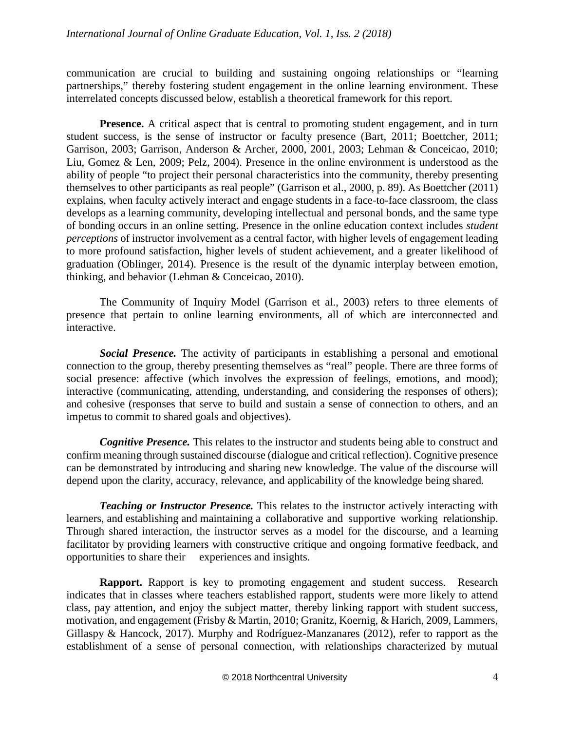communication are crucial to building and sustaining ongoing relationships or "learning partnerships," thereby fostering student engagement in the online learning environment. These interrelated concepts discussed below, establish a theoretical framework for this report.

**Presence.** A critical aspect that is central to promoting student engagement, and in turn student success, is the sense of instructor or faculty presence (Bart, 2011; Boettcher, 2011; Garrison, 2003; Garrison, Anderson & Archer, 2000, 2001, 2003; Lehman & Conceicao, 2010; Liu, Gomez & Len, 2009; Pelz, 2004). Presence in the online environment is understood as the ability of people "to project their personal characteristics into the community, thereby presenting themselves to other participants as real people" (Garrison et al., 2000, p. 89). As Boettcher (2011) explains, when faculty actively interact and engage students in a face-to-face classroom, the class develops as a learning community, developing intellectual and personal bonds, and the same type of bonding occurs in an online setting. Presence in the online education context includes *student perceptions* of instructor involvement as a central factor, with higher levels of engagement leading to more profound satisfaction, higher levels of student achievement, and a greater likelihood of graduation (Oblinger, 2014). Presence is the result of the dynamic interplay between emotion, thinking, and behavior (Lehman & Conceicao, 2010).

The Community of Inquiry Model (Garrison et al., 2003) refers to three elements of presence that pertain to online learning environments, all of which are interconnected and interactive.

***Social Presence.*** The activity of participants in establishing a personal and emotional connection to the group, thereby presenting themselves as "real" people. There are three forms of social presence: affective (which involves the expression of feelings, emotions, and mood); interactive (communicating, attending, understanding, and considering the responses of others); and cohesive (responses that serve to build and sustain a sense of connection to others, and an impetus to commit to shared goals and objectives).

***Cognitive Presence.*** This relates to the instructor and students being able to construct and confirm meaning through sustained discourse (dialogue and critical reflection). Cognitive presence can be demonstrated by introducing and sharing new knowledge. The value of the discourse will depend upon the clarity, accuracy, relevance, and applicability of the knowledge being shared.

***Teaching or Instructor Presence.*** This relates to the instructor actively interacting with learners, and establishing and maintaining a collaborative and supportive working relationship. Through shared interaction, the instructor serves as a model for the discourse, and a learning facilitator by providing learners with constructive critique and ongoing formative feedback, and opportunities to share their experiences and insights.

**Rapport.** Rapport is key to promoting engagement and student success. Research indicates that in classes where teachers established rapport, students were more likely to attend class, pay attention, and enjoy the subject matter, thereby linking rapport with student success, motivation, and engagement (Frisby & Martin, 2010; Granitz, Koernig, & Harich, 2009, Lammers, Gillaspy & Hancock, 2017). Murphy and Rodríguez-Manzanares (2012), refer to rapport as the establishment of a sense of personal connection, with relationships characterized by mutual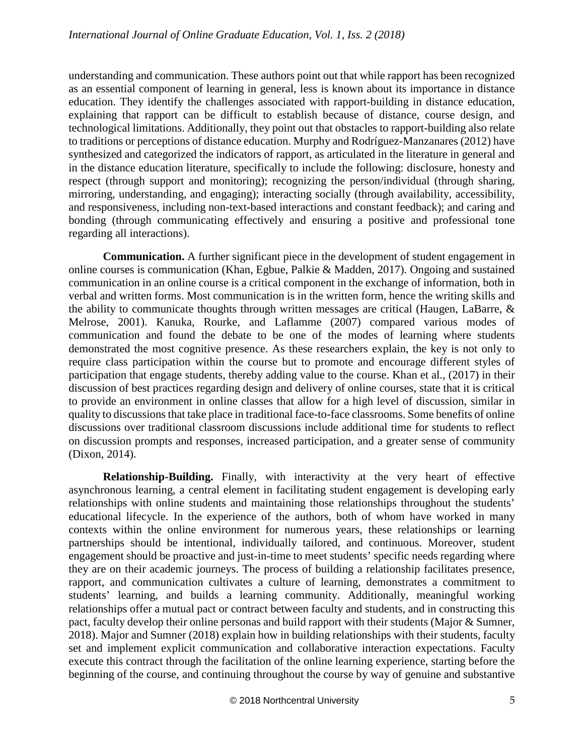understanding and communication. These authors point out that while rapport has been recognized as an essential component of learning in general, less is known about its importance in distance education. They identify the challenges associated with rapport-building in distance education, explaining that rapport can be difficult to establish because of distance, course design, and technological limitations. Additionally, they point out that obstacles to rapport-building also relate to traditions or perceptions of distance education. Murphy and Rodríguez-Manzanares (2012) have synthesized and categorized the indicators of rapport, as articulated in the literature in general and in the distance education literature, specifically to include the following: disclosure, honesty and respect (through support and monitoring); recognizing the person/individual (through sharing, mirroring, understanding, and engaging); interacting socially (through availability, accessibility, and responsiveness, including non-text-based interactions and constant feedback); and caring and bonding (through communicating effectively and ensuring a positive and professional tone regarding all interactions).

**Communication.** A further significant piece in the development of student engagement in online courses is communication (Khan, Egbue, Palkie & Madden, 2017). Ongoing and sustained communication in an online course is a critical component in the exchange of information, both in verbal and written forms. Most communication is in the written form, hence the writing skills and the ability to communicate thoughts through written messages are critical (Haugen, LaBarre, & Melrose, 2001). Kanuka, Rourke, and Laflamme (2007) compared various modes of communication and found the debate to be one of the modes of learning where students demonstrated the most cognitive presence. As these researchers explain, the key is not only to require class participation within the course but to promote and encourage different styles of participation that engage students, thereby adding value to the course. Khan et al., (2017) in their discussion of best practices regarding design and delivery of online courses, state that it is critical to provide an environment in online classes that allow for a high level of discussion, similar in quality to discussions that take place in traditional face-to-face classrooms. Some benefits of online discussions over traditional classroom discussions include additional time for students to reflect on discussion prompts and responses, increased participation, and a greater sense of community (Dixon, 2014).

**Relationship-Building.** Finally, with interactivity at the very heart of effective asynchronous learning, a central element in facilitating student engagement is developing early relationships with online students and maintaining those relationships throughout the students' educational lifecycle. In the experience of the authors, both of whom have worked in many contexts within the online environment for numerous years, these relationships or learning partnerships should be intentional, individually tailored, and continuous. Moreover, student engagement should be proactive and just-in-time to meet students' specific needs regarding where they are on their academic journeys. The process of building a relationship facilitates presence, rapport, and communication cultivates a culture of learning, demonstrates a commitment to students' learning, and builds a learning community. Additionally, meaningful working relationships offer a mutual pact or contract between faculty and students, and in constructing this pact, faculty develop their online personas and build rapport with their students (Major & Sumner, 2018). Major and Sumner (2018) explain how in building relationships with their students, faculty set and implement explicit communication and collaborative interaction expectations. Faculty execute this contract through the facilitation of the online learning experience, starting before the beginning of the course, and continuing throughout the course by way of genuine and substantive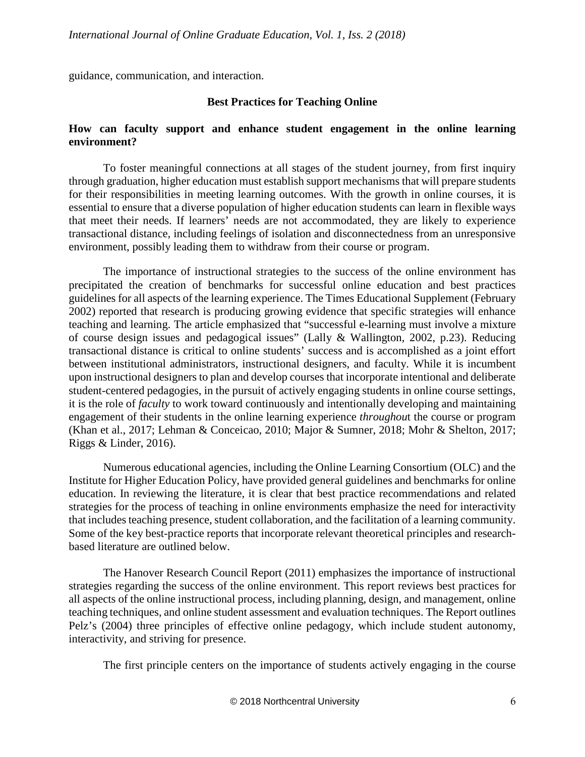guidance, communication, and interaction.

## Best Practices for Teaching Online

### How can faculty support and enhance student engagement in the online learning environment?

To foster meaningful connections at all stages of the student journey, from first inquiry through graduation, higher education must establish support mechanisms that will prepare students for their responsibilities in meeting learning outcomes. With the growth in online courses, it is essential to ensure that a diverse population of higher education students can learn in flexible ways that meet their needs. If learners' needs are not accommodated, they are likely to experience transactional distance, including feelings of isolation and disconnectedness from an unresponsive environment, possibly leading them to withdraw from their course or program.

The importance of instructional strategies to the success of the online environment has precipitated the creation of benchmarks for successful online education and best practices guidelines for all aspects of the learning experience. The Times Educational Supplement (February 2002) reported that research is producing growing evidence that specific strategies will enhance teaching and learning. The article emphasized that "successful e-learning must involve a mixture of course design issues and pedagogical issues" (Lally & Wallington, 2002, p.23). Reducing transactional distance is critical to online students' success and is accomplished as a joint effort between institutional administrators, instructional designers, and faculty. While it is incumbent upon instructional designers to plan and develop courses that incorporate intentional and deliberate student-centered pedagogies, in the pursuit of actively engaging students in online course settings, it is the role of *faculty* to work toward continuously and intentionally developing and maintaining engagement of their students in the online learning experience *throughout* the course or program (Khan et al., 2017; Lehman & Conceicao, 2010; Major & Sumner, 2018; Mohr & Shelton, 2017; Riggs & Linder, 2016).

Numerous educational agencies, including the Online Learning Consortium (OLC) and the Institute for Higher Education Policy, have provided general guidelines and benchmarks for online education. In reviewing the literature, it is clear that best practice recommendations and related strategies for the process of teaching in online environments emphasize the need for interactivity that includes teaching presence, student collaboration, and the facilitation of a learning community. Some of the key best-practice reports that incorporate relevant theoretical principles and research-based literature are outlined below.

The Hanover Research Council Report (2011) emphasizes the importance of instructional strategies regarding the success of the online environment. This report reviews best practices for all aspects of the online instructional process, including planning, design, and management, online teaching techniques, and online student assessment and evaluation techniques. The Report outlines Pelz's (2004) three principles of effective online pedagogy, which include student autonomy, interactivity, and striving for presence.

The first principle centers on the importance of students actively engaging in the course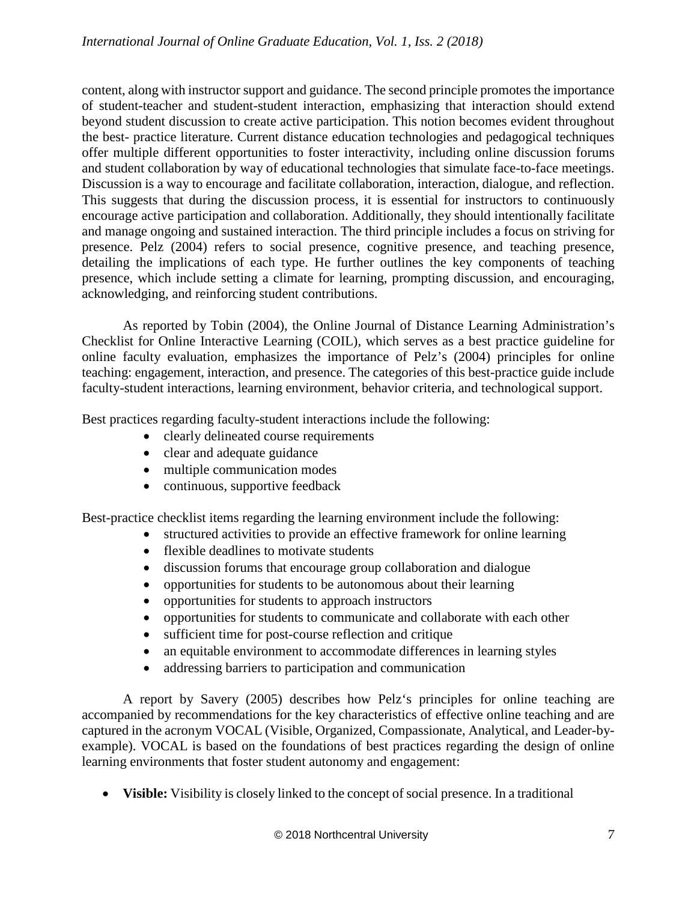content, along with instructor support and guidance. The second principle promotes the importance of student-teacher and student-student interaction, emphasizing that interaction should extend beyond student discussion to create active participation. This notion becomes evident throughout the best- practice literature. Current distance education technologies and pedagogical techniques offer multiple different opportunities to foster interactivity, including online discussion forums and student collaboration by way of educational technologies that simulate face-to-face meetings. Discussion is a way to encourage and facilitate collaboration, interaction, dialogue, and reflection. This suggests that during the discussion process, it is essential for instructors to continuously encourage active participation and collaboration. Additionally, they should intentionally facilitate and manage ongoing and sustained interaction. The third principle includes a focus on striving for presence. Pelz (2004) refers to social presence, cognitive presence, and teaching presence, detailing the implications of each type. He further outlines the key components of teaching presence, which include setting a climate for learning, prompting discussion, and encouraging, acknowledging, and reinforcing student contributions.

As reported by Tobin (2004), the Online Journal of Distance Learning Administration's Checklist for Online Interactive Learning (COIL), which serves as a best practice guideline for online faculty evaluation, emphasizes the importance of Pelz's (2004) principles for online teaching: engagement, interaction, and presence. The categories of this best-practice guide include faculty-student interactions, learning environment, behavior criteria, and technological support.

Best practices regarding faculty-student interactions include the following:

- clearly delineated course requirements
- clear and adequate guidance
- multiple communication modes
- continuous, supportive feedback

Best-practice checklist items regarding the learning environment include the following:

- structured activities to provide an effective framework for online learning
- flexible deadlines to motivate students
- discussion forums that encourage group collaboration and dialogue
- opportunities for students to be autonomous about their learning
- opportunities for students to approach instructors
- opportunities for students to communicate and collaborate with each other
- sufficient time for post-course reflection and critique
- an equitable environment to accommodate differences in learning styles
- addressing barriers to participation and communication

A report by Savery (2005) describes how Pelz's principles for online teaching are accompanied by recommendations for the key characteristics of effective online teaching and are captured in the acronym VOCAL (Visible, Organized, Compassionate, Analytical, and Leader-by-example). VOCAL is based on the foundations of best practices regarding the design of online learning environments that foster student autonomy and engagement:

- **Visible:** Visibility is closely linked to the concept of social presence. In a traditional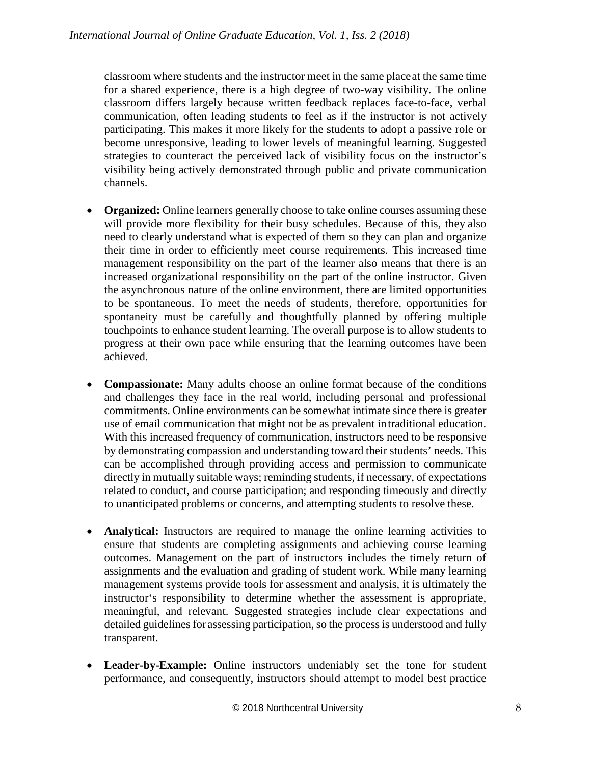classroom where students and the instructor meet in the same place at the same time for a shared experience, there is a high degree of two-way visibility. The online classroom differs largely because written feedback replaces face-to-face, verbal communication, often leading students to feel as if the instructor is not actively participating. This makes it more likely for the students to adopt a passive role or become unresponsive, leading to lower levels of meaningful learning. Suggested strategies to counteract the perceived lack of visibility focus on the instructor's visibility being actively demonstrated through public and private communication channels.

- **Organized:** Online learners generally choose to take online courses assuming these will provide more flexibility for their busy schedules. Because of this, they also need to clearly understand what is expected of them so they can plan and organize their time in order to efficiently meet course requirements. This increased time management responsibility on the part of the learner also means that there is an increased organizational responsibility on the part of the online instructor. Given the asynchronous nature of the online environment, there are limited opportunities to be spontaneous. To meet the needs of students, therefore, opportunities for spontaneity must be carefully and thoughtfully planned by offering multiple touchpoints to enhance student learning. The overall purpose is to allow students to progress at their own pace while ensuring that the learning outcomes have been achieved.

- **Compassionate:** Many adults choose an online format because of the conditions and challenges they face in the real world, including personal and professional commitments. Online environments can be somewhat intimate since there is greater use of email communication that might not be as prevalent in traditional education. With this increased frequency of communication, instructors need to be responsive by demonstrating compassion and understanding toward their students' needs. This can be accomplished through providing access and permission to communicate directly in mutually suitable ways; reminding students, if necessary, of expectations related to conduct, and course participation; and responding timeously and directly to unanticipated problems or concerns, and attempting students to resolve these.

- **Analytical:** Instructors are required to manage the online learning activities to ensure that students are completing assignments and achieving course learning outcomes. Management on the part of instructors includes the timely return of assignments and the evaluation and grading of student work. While many learning management systems provide tools for assessment and analysis, it is ultimately the instructor's responsibility to determine whether the assessment is appropriate, meaningful, and relevant. Suggested strategies include clear expectations and detailed guidelines for assessing participation, so the process is understood and fully transparent.

- **Leader-by-Example:** Online instructors undeniably set the tone for student performance, and consequently, instructors should attempt to model best practice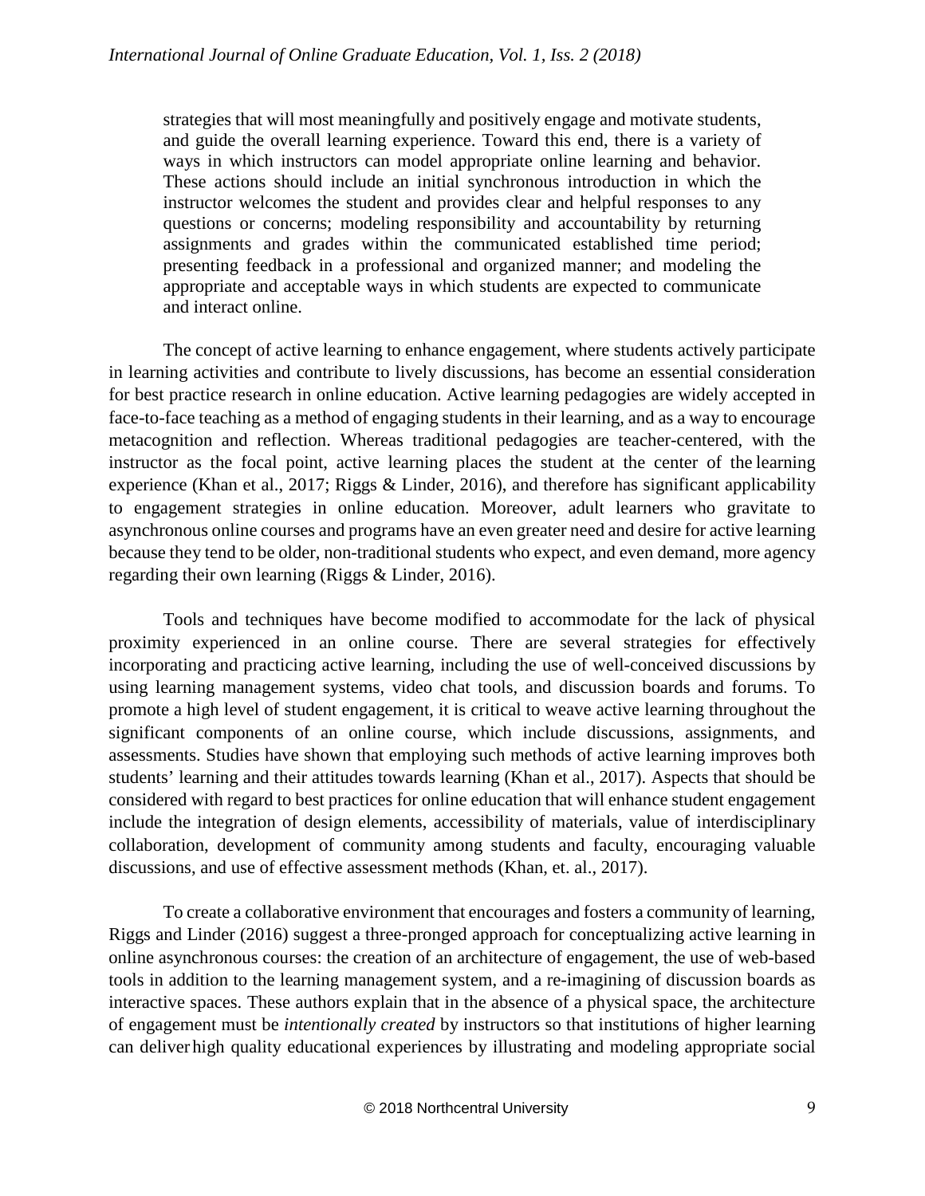strategies that will most meaningfully and positively engage and motivate students, and guide the overall learning experience. Toward this end, there is a variety of ways in which instructors can model appropriate online learning and behavior. These actions should include an initial synchronous introduction in which the instructor welcomes the student and provides clear and helpful responses to any questions or concerns; modeling responsibility and accountability by returning assignments and grades within the communicated established time period; presenting feedback in a professional and organized manner; and modeling the appropriate and acceptable ways in which students are expected to communicate and interact online.

The concept of active learning to enhance engagement, where students actively participate in learning activities and contribute to lively discussions, has become an essential consideration for best practice research in online education. Active learning pedagogies are widely accepted in face-to-face teaching as a method of engaging students in their learning, and as a way to encourage metacognition and reflection. Whereas traditional pedagogies are teacher-centered, with the instructor as the focal point, active learning places the student at the center of the learning experience (Khan et al., 2017; Riggs & Linder, 2016), and therefore has significant applicability to engagement strategies in online education. Moreover, adult learners who gravitate to asynchronous online courses and programs have an even greater need and desire for active learning because they tend to be older, non-traditional students who expect, and even demand, more agency regarding their own learning (Riggs & Linder, 2016).

Tools and techniques have become modified to accommodate for the lack of physical proximity experienced in an online course. There are several strategies for effectively incorporating and practicing active learning, including the use of well-conceived discussions by using learning management systems, video chat tools, and discussion boards and forums. To promote a high level of student engagement, it is critical to weave active learning throughout the significant components of an online course, which include discussions, assignments, and assessments. Studies have shown that employing such methods of active learning improves both students' learning and their attitudes towards learning (Khan et al., 2017). Aspects that should be considered with regard to best practices for online education that will enhance student engagement include the integration of design elements, accessibility of materials, value of interdisciplinary collaboration, development of community among students and faculty, encouraging valuable discussions, and use of effective assessment methods (Khan, et. al., 2017).

To create a collaborative environment that encourages and fosters a community of learning, Riggs and Linder (2016) suggest a three-pronged approach for conceptualizing active learning in online asynchronous courses: the creation of an architecture of engagement, the use of web-based tools in addition to the learning management system, and a re-imagining of discussion boards as interactive spaces. These authors explain that in the absence of a physical space, the architecture of engagement must be *intentionally created* by instructors so that institutions of higher learning can deliver high quality educational experiences by illustrating and modeling appropriate social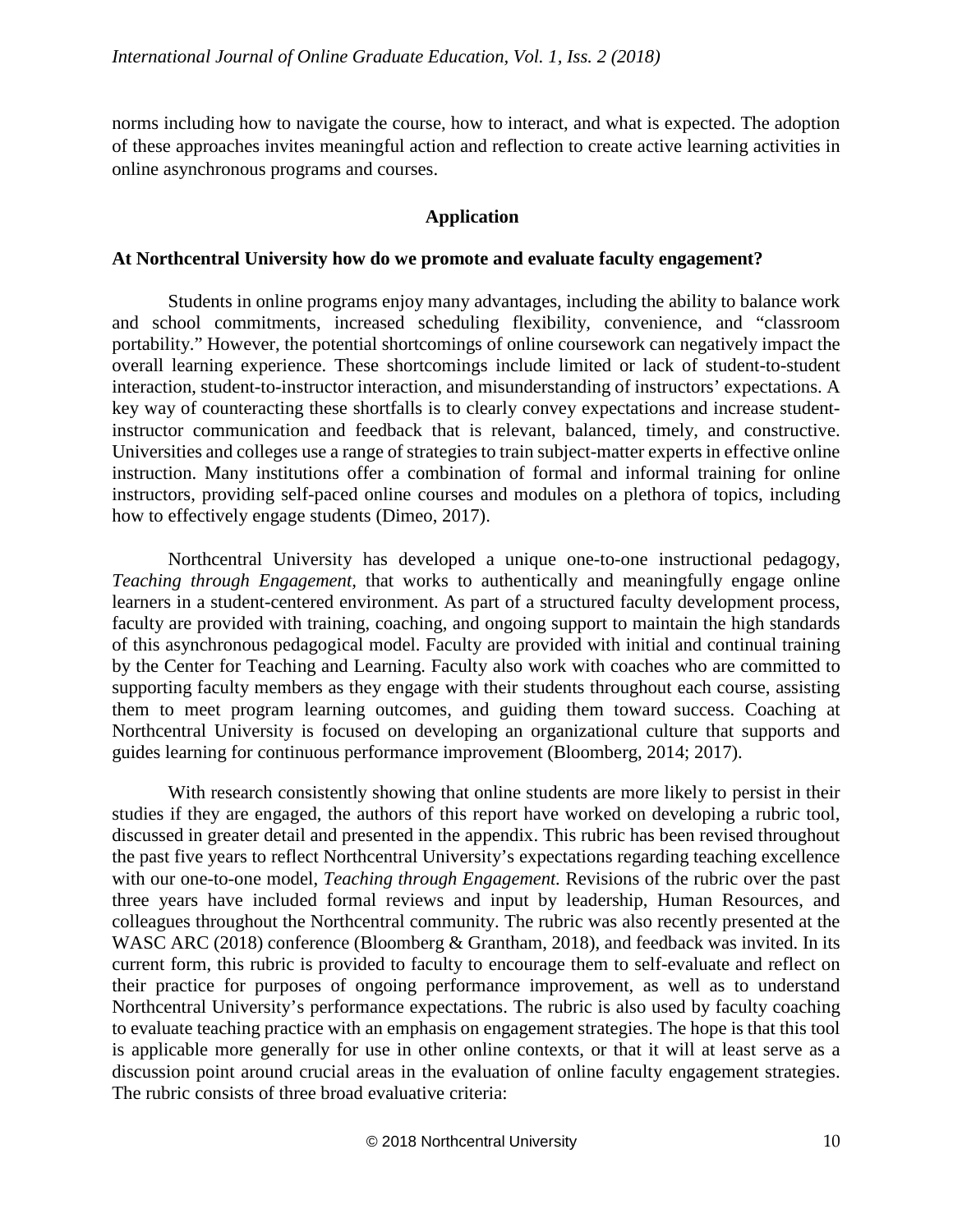norms including how to navigate the course, how to interact, and what is expected. The adoption of these approaches invites meaningful action and reflection to create active learning activities in online asynchronous programs and courses.

## Application

### At Northcentral University how do we promote and evaluate faculty engagement?

Students in online programs enjoy many advantages, including the ability to balance work and school commitments, increased scheduling flexibility, convenience, and "classroom portability." However, the potential shortcomings of online coursework can negatively impact the overall learning experience. These shortcomings include limited or lack of student-to-student interaction, student-to-instructor interaction, and misunderstanding of instructors' expectations. A key way of counteracting these shortfalls is to clearly convey expectations and increase student-instructor communication and feedback that is relevant, balanced, timely, and constructive. Universities and colleges use a range of strategies to train subject-matter experts in effective online instruction. Many institutions offer a combination of formal and informal training for online instructors, providing self-paced online courses and modules on a plethora of topics, including how to effectively engage students (Dimeo, 2017).

Northcentral University has developed a unique one-to-one instructional pedagogy, *Teaching through Engagement,* that works to authentically and meaningfully engage online learners in a student-centered environment. As part of a structured faculty development process, faculty are provided with training, coaching, and ongoing support to maintain the high standards of this asynchronous pedagogical model. Faculty are provided with initial and continual training by the Center for Teaching and Learning. Faculty also work with coaches who are committed to supporting faculty members as they engage with their students throughout each course, assisting them to meet program learning outcomes, and guiding them toward success. Coaching at Northcentral University is focused on developing an organizational culture that supports and guides learning for continuous performance improvement (Bloomberg, 2014; 2017).

With research consistently showing that online students are more likely to persist in their studies if they are engaged, the authors of this report have worked on developing a rubric tool, discussed in greater detail and presented in the appendix. This rubric has been revised throughout the past five years to reflect Northcentral University's expectations regarding teaching excellence with our one-to-one model, *Teaching through Engagement.* Revisions of the rubric over the past three years have included formal reviews and input by leadership, Human Resources, and colleagues throughout the Northcentral community. The rubric was also recently presented at the WASC ARC (2018) conference (Bloomberg & Grantham, 2018), and feedback was invited. In its current form, this rubric is provided to faculty to encourage them to self-evaluate and reflect on their practice for purposes of ongoing performance improvement, as well as to understand Northcentral University's performance expectations. The rubric is also used by faculty coaching to evaluate teaching practice with an emphasis on engagement strategies. The hope is that this tool is applicable more generally for use in other online contexts, or that it will at least serve as a discussion point around crucial areas in the evaluation of online faculty engagement strategies. The rubric consists of three broad evaluative criteria: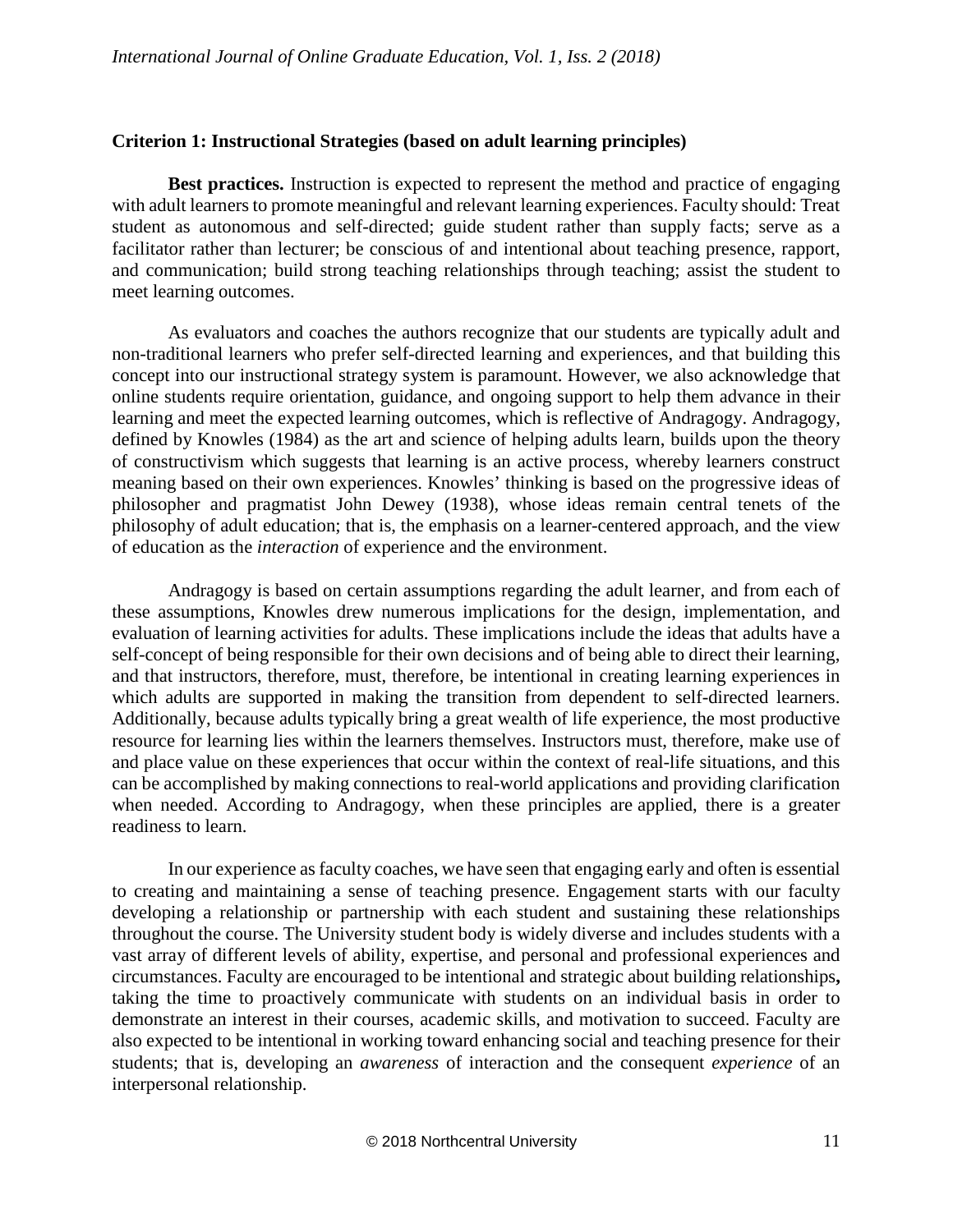### Criterion 1: Instructional Strategies (based on adult learning principles)

**Best practices.** Instruction is expected to represent the method and practice of engaging with adult learners to promote meaningful and relevant learning experiences. Faculty should: Treat student as autonomous and self-directed; guide student rather than supply facts; serve as a facilitator rather than lecturer; be conscious of and intentional about teaching presence, rapport, and communication; build strong teaching relationships through teaching; assist the student to meet learning outcomes.

As evaluators and coaches the authors recognize that our students are typically adult and non-traditional learners who prefer self-directed learning and experiences, and that building this concept into our instructional strategy system is paramount. However, we also acknowledge that online students require orientation, guidance, and ongoing support to help them advance in their learning and meet the expected learning outcomes, which is reflective of Andragogy. Andragogy, defined by Knowles (1984) as the art and science of helping adults learn, builds upon the theory of constructivism which suggests that learning is an active process, whereby learners construct meaning based on their own experiences. Knowles' thinking is based on the progressive ideas of philosopher and pragmatist John Dewey (1938), whose ideas remain central tenets of the philosophy of adult education; that is, the emphasis on a learner-centered approach, and the view of education as the *interaction* of experience and the environment.

Andragogy is based on certain assumptions regarding the adult learner, and from each of these assumptions, Knowles drew numerous implications for the design, implementation, and evaluation of learning activities for adults. These implications include the ideas that adults have a self-concept of being responsible for their own decisions and of being able to direct their learning, and that instructors, therefore, must, therefore, be intentional in creating learning experiences in which adults are supported in making the transition from dependent to self-directed learners. Additionally, because adults typically bring a great wealth of life experience, the most productive resource for learning lies within the learners themselves. Instructors must, therefore, make use of and place value on these experiences that occur within the context of real-life situations, and this can be accomplished by making connections to real-world applications and providing clarification when needed. According to Andragogy, when these principles are applied, there is a greater readiness to learn.

In our experience as faculty coaches, we have seen that engaging early and often is essential to creating and maintaining a sense of teaching presence. Engagement starts with our faculty developing a relationship or partnership with each student and sustaining these relationships throughout the course. The University student body is widely diverse and includes students with a vast array of different levels of ability, expertise, and personal and professional experiences and circumstances. Faculty are encouraged to be intentional and strategic about building relationships**,** taking the time to proactively communicate with students on an individual basis in order to demonstrate an interest in their courses, academic skills, and motivation to succeed. Faculty are also expected to be intentional in working toward enhancing social and teaching presence for their students; that is, developing an *awareness* of interaction and the consequent *experience* of an interpersonal relationship.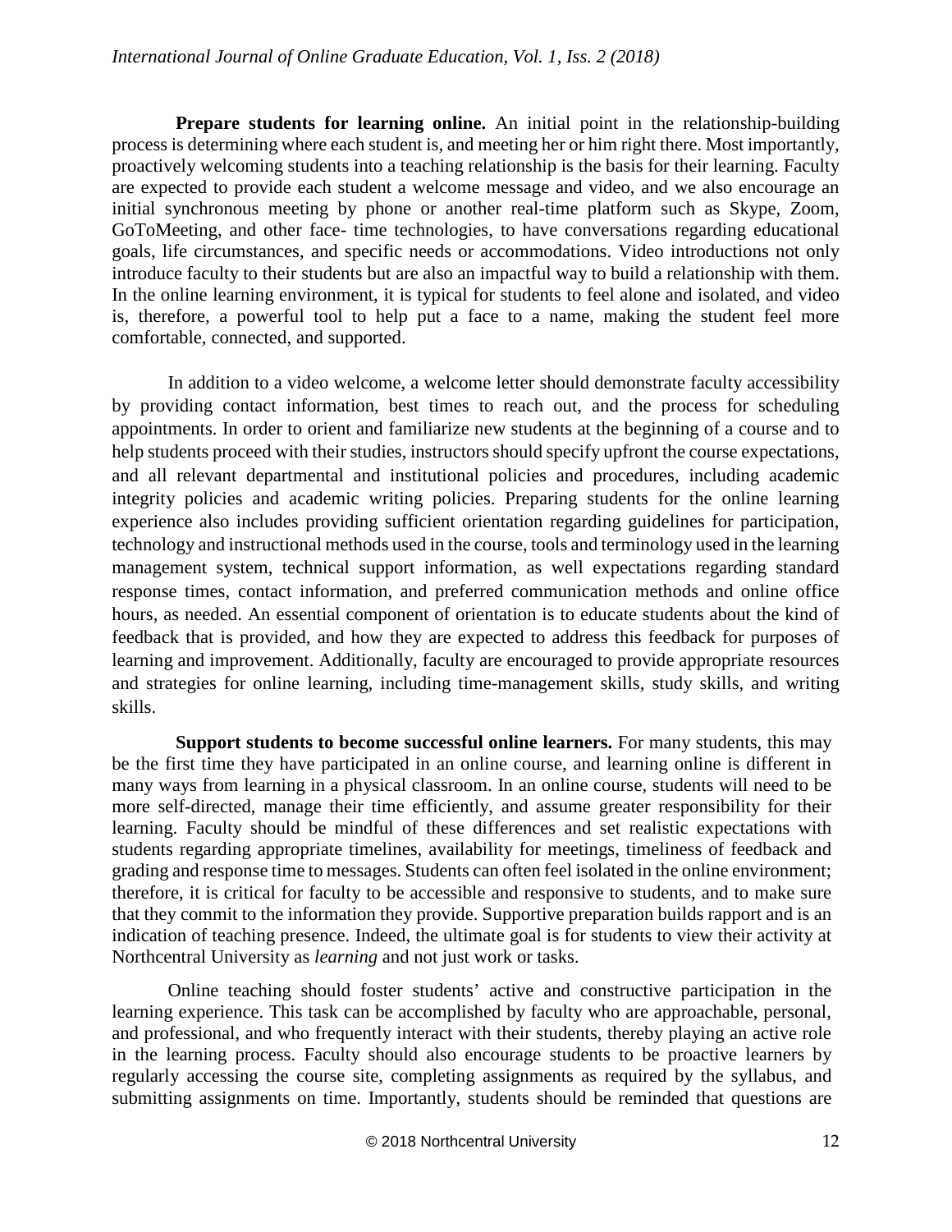**Prepare students for learning online.** An initial point in the relationship-building process is determining where each student is, and meeting her or him right there. Most importantly, proactively welcoming students into a teaching relationship is the basis for their learning. Faculty are expected to provide each student a welcome message and video, and we also encourage an initial synchronous meeting by phone or another real-time platform such as Skype, Zoom, GoToMeeting, and other face- time technologies, to have conversations regarding educational goals, life circumstances, and specific needs or accommodations. Video introductions not only introduce faculty to their students but are also an impactful way to build a relationship with them. In the online learning environment, it is typical for students to feel alone and isolated, and video is, therefore, a powerful tool to help put a face to a name, making the student feel more comfortable, connected, and supported.

In addition to a video welcome, a welcome letter should demonstrate faculty accessibility by providing contact information, best times to reach out, and the process for scheduling appointments. In order to orient and familiarize new students at the beginning of a course and to help students proceed with their studies, instructors should specify upfront the course expectations, and all relevant departmental and institutional policies and procedures, including academic integrity policies and academic writing policies. Preparing students for the online learning experience also includes providing sufficient orientation regarding guidelines for participation, technology and instructional methods used in the course, tools and terminology used in the learning management system, technical support information, as well expectations regarding standard response times, contact information, and preferred communication methods and online office hours, as needed. An essential component of orientation is to educate students about the kind of feedback that is provided, and how they are expected to address this feedback for purposes of learning and improvement. Additionally, faculty are encouraged to provide appropriate resources and strategies for online learning, including time-management skills, study skills, and writing skills.

**Support students to become successful online learners.** For many students, this may be the first time they have participated in an online course, and learning online is different in many ways from learning in a physical classroom. In an online course, students will need to be more self-directed, manage their time efficiently, and assume greater responsibility for their learning. Faculty should be mindful of these differences and set realistic expectations with students regarding appropriate timelines, availability for meetings, timeliness of feedback and grading and response time to messages. Students can often feel isolated in the online environment; therefore, it is critical for faculty to be accessible and responsive to students, and to make sure that they commit to the information they provide. Supportive preparation builds rapport and is an indication of teaching presence. Indeed, the ultimate goal is for students to view their activity at Northcentral University as *learning* and not just work or tasks.

Online teaching should foster students' active and constructive participation in the learning experience. This task can be accomplished by faculty who are approachable, personal, and professional, and who frequently interact with their students, thereby playing an active role in the learning process. Faculty should also encourage students to be proactive learners by regularly accessing the course site, completing assignments as required by the syllabus, and submitting assignments on time. Importantly, students should be reminded that questions are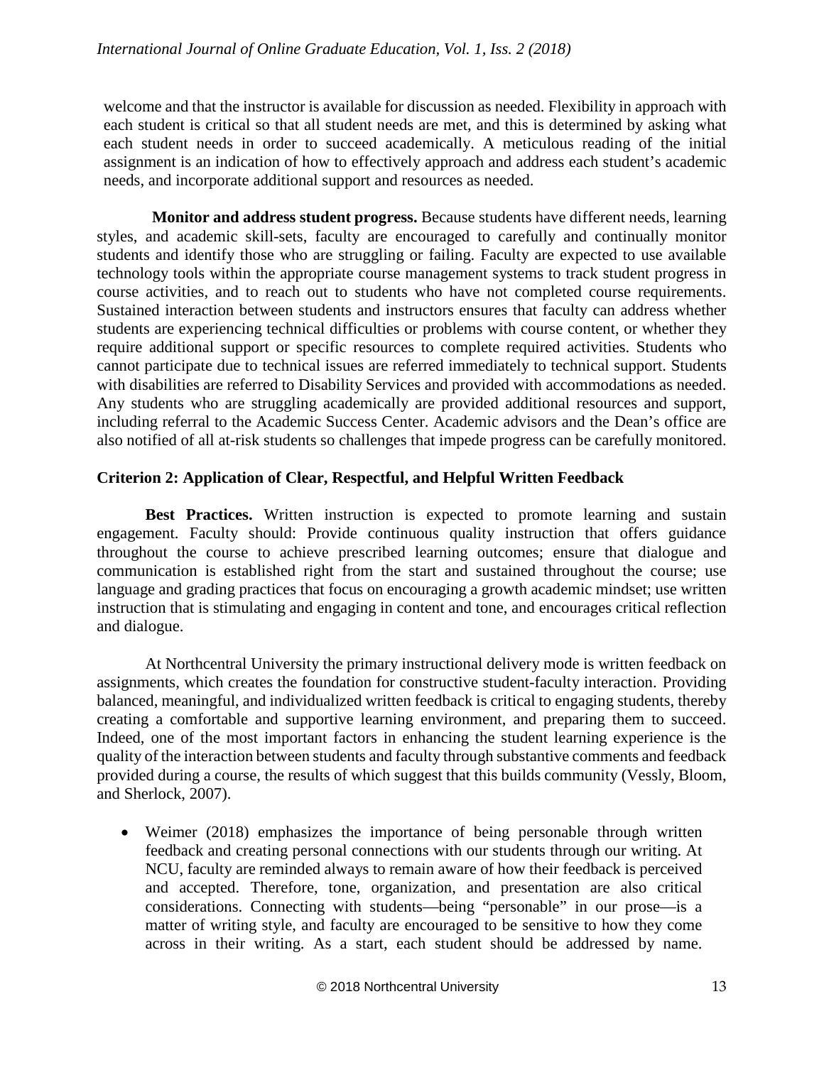welcome and that the instructor is available for discussion as needed. Flexibility in approach with each student is critical so that all student needs are met, and this is determined by asking what each student needs in order to succeed academically. A meticulous reading of the initial assignment is an indication of how to effectively approach and address each student's academic needs, and incorporate additional support and resources as needed.

**Monitor and address student progress.** Because students have different needs, learning styles, and academic skill-sets, faculty are encouraged to carefully and continually monitor students and identify those who are struggling or failing. Faculty are expected to use available technology tools within the appropriate course management systems to track student progress in course activities, and to reach out to students who have not completed course requirements. Sustained interaction between students and instructors ensures that faculty can address whether students are experiencing technical difficulties or problems with course content, or whether they require additional support or specific resources to complete required activities. Students who cannot participate due to technical issues are referred immediately to technical support. Students with disabilities are referred to Disability Services and provided with accommodations as needed. Any students who are struggling academically are provided additional resources and support, including referral to the Academic Success Center. Academic advisors and the Dean's office are also notified of all at-risk students so challenges that impede progress can be carefully monitored.

### Criterion 2: Application of Clear, Respectful, and Helpful Written Feedback

**Best Practices.** Written instruction is expected to promote learning and sustain engagement. Faculty should: Provide continuous quality instruction that offers guidance throughout the course to achieve prescribed learning outcomes; ensure that dialogue and communication is established right from the start and sustained throughout the course; use language and grading practices that focus on encouraging a growth academic mindset; use written instruction that is stimulating and engaging in content and tone, and encourages critical reflection and dialogue.

At Northcentral University the primary instructional delivery mode is written feedback on assignments, which creates the foundation for constructive student-faculty interaction. Providing balanced, meaningful, and individualized written feedback is critical to engaging students, thereby creating a comfortable and supportive learning environment, and preparing them to succeed. Indeed, one of the most important factors in enhancing the student learning experience is the quality of the interaction between students and faculty through substantive comments and feedback provided during a course, the results of which suggest that this builds community (Vessly, Bloom, and Sherlock, 2007).

- Weimer (2018) emphasizes the importance of being personable through written feedback and creating personal connections with our students through our writing. At NCU, faculty are reminded always to remain aware of how their feedback is perceived and accepted. Therefore, tone, organization, and presentation are also critical considerations. Connecting with students—being "personable" in our prose—is a matter of writing style, and faculty are encouraged to be sensitive to how they come across in their writing. As a start, each student should be addressed by name.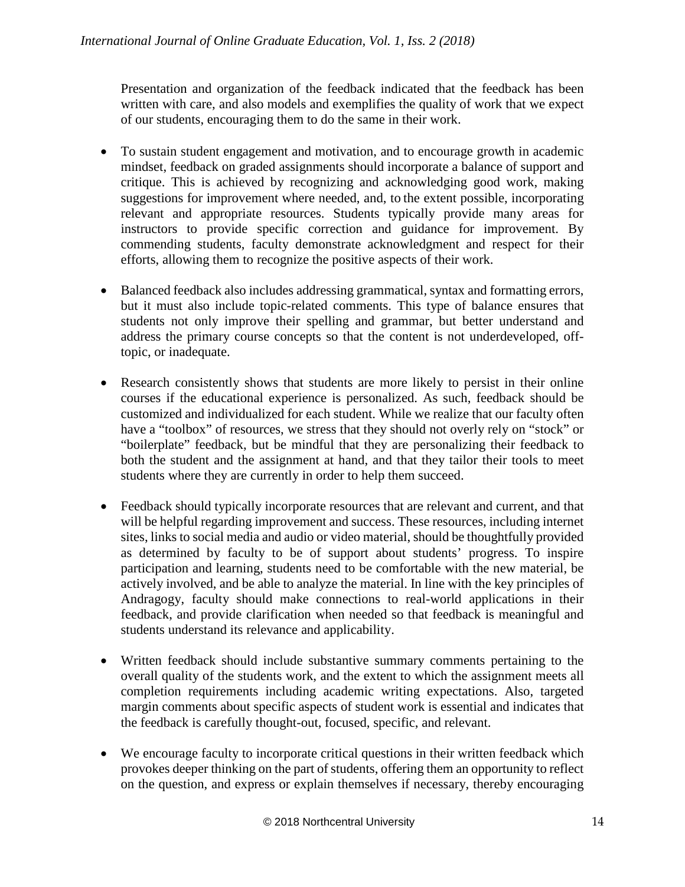Presentation and organization of the feedback indicated that the feedback has been written with care, and also models and exemplifies the quality of work that we expect of our students, encouraging them to do the same in their work.

- To sustain student engagement and motivation, and to encourage growth in academic mindset, feedback on graded assignments should incorporate a balance of support and critique. This is achieved by recognizing and acknowledging good work, making suggestions for improvement where needed, and, to the extent possible, incorporating relevant and appropriate resources. Students typically provide many areas for instructors to provide specific correction and guidance for improvement. By commending students, faculty demonstrate acknowledgment and respect for their efforts, allowing them to recognize the positive aspects of their work.

- Balanced feedback also includes addressing grammatical, syntax and formatting errors, but it must also include topic-related comments. This type of balance ensures that students not only improve their spelling and grammar, but better understand and address the primary course concepts so that the content is not underdeveloped, off-topic, or inadequate.

- Research consistently shows that students are more likely to persist in their online courses if the educational experience is personalized. As such, feedback should be customized and individualized for each student. While we realize that our faculty often have a "toolbox" of resources, we stress that they should not overly rely on "stock" or "boilerplate" feedback, but be mindful that they are personalizing their feedback to both the student and the assignment at hand, and that they tailor their tools to meet students where they are currently in order to help them succeed.

- Feedback should typically incorporate resources that are relevant and current, and that will be helpful regarding improvement and success. These resources, including internet sites, links to social media and audio or video material, should be thoughtfully provided as determined by faculty to be of support about students' progress. To inspire participation and learning, students need to be comfortable with the new material, be actively involved, and be able to analyze the material. In line with the key principles of Andragogy, faculty should make connections to real-world applications in their feedback, and provide clarification when needed so that feedback is meaningful and students understand its relevance and applicability.

- Written feedback should include substantive summary comments pertaining to the overall quality of the students work, and the extent to which the assignment meets all completion requirements including academic writing expectations. Also, targeted margin comments about specific aspects of student work is essential and indicates that the feedback is carefully thought-out, focused, specific, and relevant.

- We encourage faculty to incorporate critical questions in their written feedback which provokes deeper thinking on the part of students, offering them an opportunity to reflect on the question, and express or explain themselves if necessary, thereby encouraging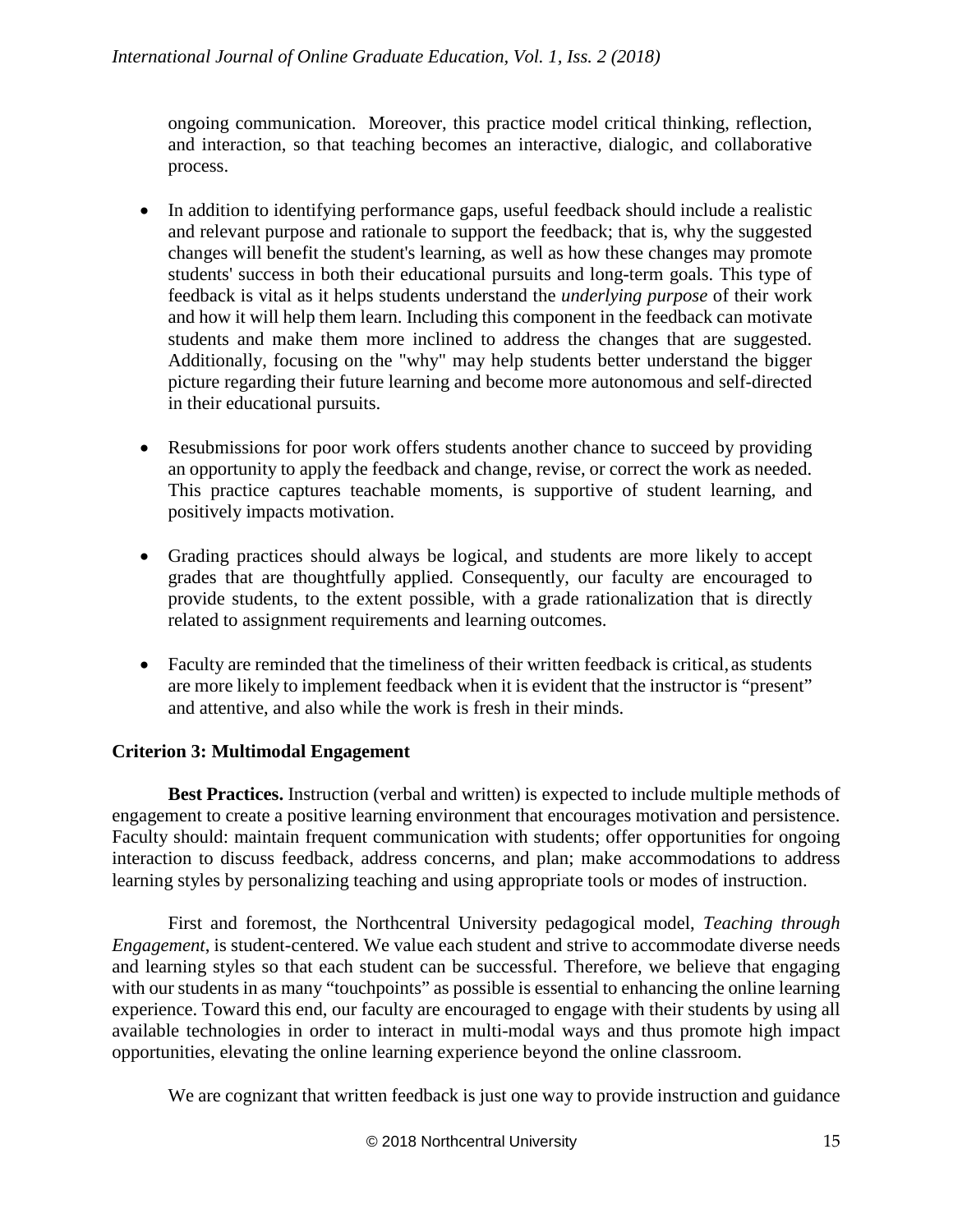ongoing communication. Moreover, this practice model critical thinking, reflection, and interaction, so that teaching becomes an interactive, dialogic, and collaborative process.

- In addition to identifying performance gaps, useful feedback should include a realistic and relevant purpose and rationale to support the feedback; that is, why the suggested changes will benefit the student's learning, as well as how these changes may promote students' success in both their educational pursuits and long-term goals. This type of feedback is vital as it helps students understand the *underlying purpose* of their work and how it will help them learn. Including this component in the feedback can motivate students and make them more inclined to address the changes that are suggested. Additionally, focusing on the "why" may help students better understand the bigger picture regarding their future learning and become more autonomous and self-directed in their educational pursuits.

- Resubmissions for poor work offers students another chance to succeed by providing an opportunity to apply the feedback and change, revise, or correct the work as needed. This practice captures teachable moments, is supportive of student learning, and positively impacts motivation.

- Grading practices should always be logical, and students are more likely to accept grades that are thoughtfully applied. Consequently, our faculty are encouraged to provide students, to the extent possible, with a grade rationalization that is directly related to assignment requirements and learning outcomes.

- Faculty are reminded that the timeliness of their written feedback is critical, as students are more likely to implement feedback when it is evident that the instructor is "present" and attentive, and also while the work is fresh in their minds.

### Criterion 3: Multimodal Engagement

**Best Practices.** Instruction (verbal and written) is expected to include multiple methods of engagement to create a positive learning environment that encourages motivation and persistence. Faculty should: maintain frequent communication with students; offer opportunities for ongoing interaction to discuss feedback, address concerns, and plan; make accommodations to address learning styles by personalizing teaching and using appropriate tools or modes of instruction.

First and foremost, the Northcentral University pedagogical model, *Teaching through Engagement,* is student-centered. We value each student and strive to accommodate diverse needs and learning styles so that each student can be successful. Therefore, we believe that engaging with our students in as many "touchpoints" as possible is essential to enhancing the online learning experience. Toward this end, our faculty are encouraged to engage with their students by using all available technologies in order to interact in multi-modal ways and thus promote high impact opportunities, elevating the online learning experience beyond the online classroom.

We are cognizant that written feedback is just one way to provide instruction and guidance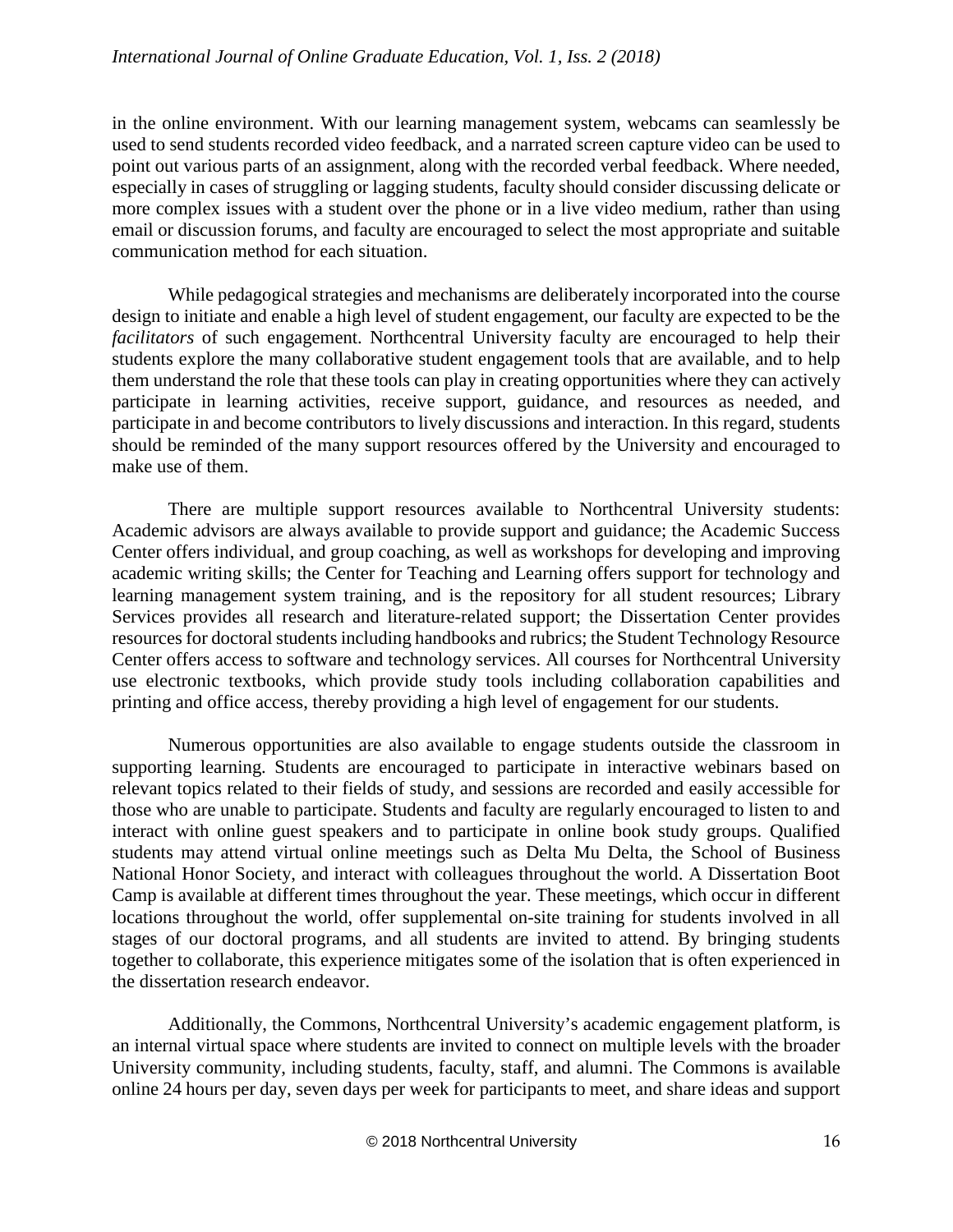in the online environment. With our learning management system, webcams can seamlessly be used to send students recorded video feedback, and a narrated screen capture video can be used to point out various parts of an assignment, along with the recorded verbal feedback. Where needed, especially in cases of struggling or lagging students, faculty should consider discussing delicate or more complex issues with a student over the phone or in a live video medium, rather than using email or discussion forums, and faculty are encouraged to select the most appropriate and suitable communication method for each situation.

While pedagogical strategies and mechanisms are deliberately incorporated into the course design to initiate and enable a high level of student engagement, our faculty are expected to be the *facilitators* of such engagement. Northcentral University faculty are encouraged to help their students explore the many collaborative student engagement tools that are available, and to help them understand the role that these tools can play in creating opportunities where they can actively participate in learning activities, receive support, guidance, and resources as needed, and participate in and become contributors to lively discussions and interaction. In this regard, students should be reminded of the many support resources offered by the University and encouraged to make use of them.

There are multiple support resources available to Northcentral University students: Academic advisors are always available to provide support and guidance; the Academic Success Center offers individual, and group coaching, as well as workshops for developing and improving academic writing skills; the Center for Teaching and Learning offers support for technology and learning management system training, and is the repository for all student resources; Library Services provides all research and literature-related support; the Dissertation Center provides resources for doctoral students including handbooks and rubrics; the Student Technology Resource Center offers access to software and technology services. All courses for Northcentral University use electronic textbooks, which provide study tools including collaboration capabilities and printing and office access, thereby providing a high level of engagement for our students.

Numerous opportunities are also available to engage students outside the classroom in supporting learning. Students are encouraged to participate in interactive webinars based on relevant topics related to their fields of study, and sessions are recorded and easily accessible for those who are unable to participate. Students and faculty are regularly encouraged to listen to and interact with online guest speakers and to participate in online book study groups. Qualified students may attend virtual online meetings such as Delta Mu Delta, the School of Business National Honor Society, and interact with colleagues throughout the world. A Dissertation Boot Camp is available at different times throughout the year. These meetings, which occur in different locations throughout the world, offer supplemental on-site training for students involved in all stages of our doctoral programs, and all students are invited to attend. By bringing students together to collaborate, this experience mitigates some of the isolation that is often experienced in the dissertation research endeavor.

Additionally, the Commons, Northcentral University's academic engagement platform, is an internal virtual space where students are invited to connect on multiple levels with the broader University community, including students, faculty, staff, and alumni. The Commons is available online 24 hours per day, seven days per week for participants to meet, and share ideas and support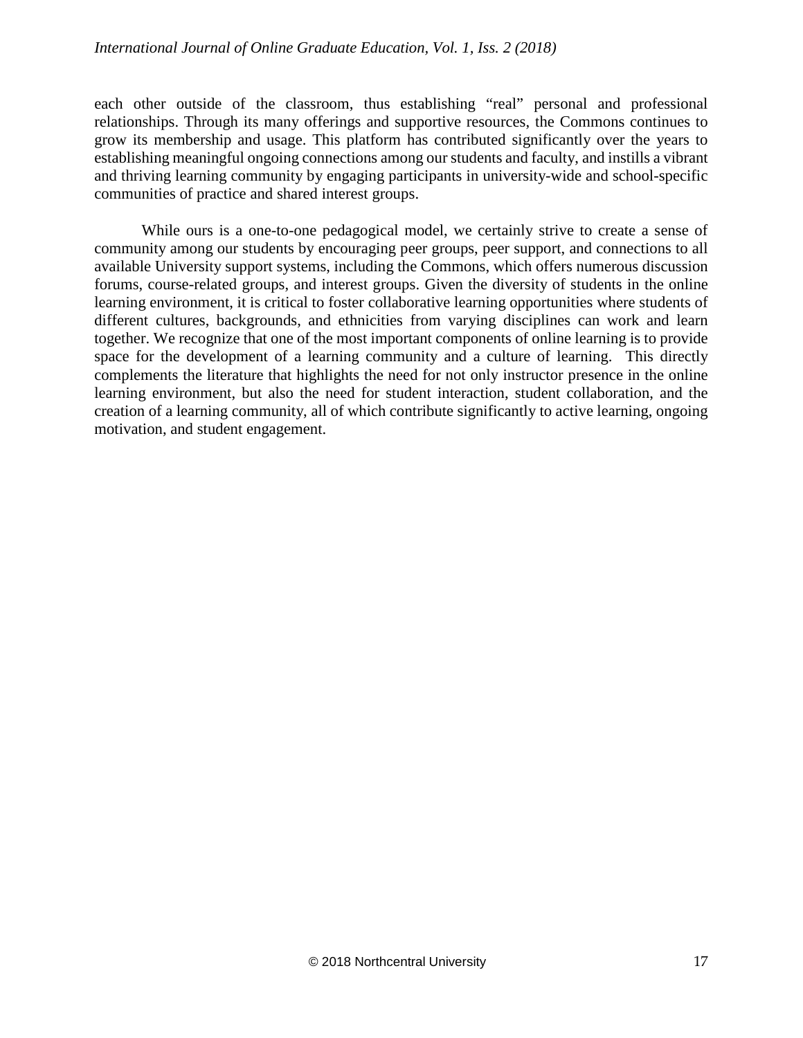each other outside of the classroom, thus establishing "real" personal and professional relationships. Through its many offerings and supportive resources, the Commons continues to grow its membership and usage. This platform has contributed significantly over the years to establishing meaningful ongoing connections among our students and faculty, and instills a vibrant and thriving learning community by engaging participants in university-wide and school-specific communities of practice and shared interest groups.

While ours is a one-to-one pedagogical model, we certainly strive to create a sense of community among our students by encouraging peer groups, peer support, and connections to all available University support systems, including the Commons, which offers numerous discussion forums, course-related groups, and interest groups. Given the diversity of students in the online learning environment, it is critical to foster collaborative learning opportunities where students of different cultures, backgrounds, and ethnicities from varying disciplines can work and learn together. We recognize that one of the most important components of online learning is to provide space for the development of a learning community and a culture of learning. This directly complements the literature that highlights the need for not only instructor presence in the online learning environment, but also the need for student interaction, student collaboration, and the creation of a learning community, all of which contribute significantly to active learning, ongoing motivation, and student engagement.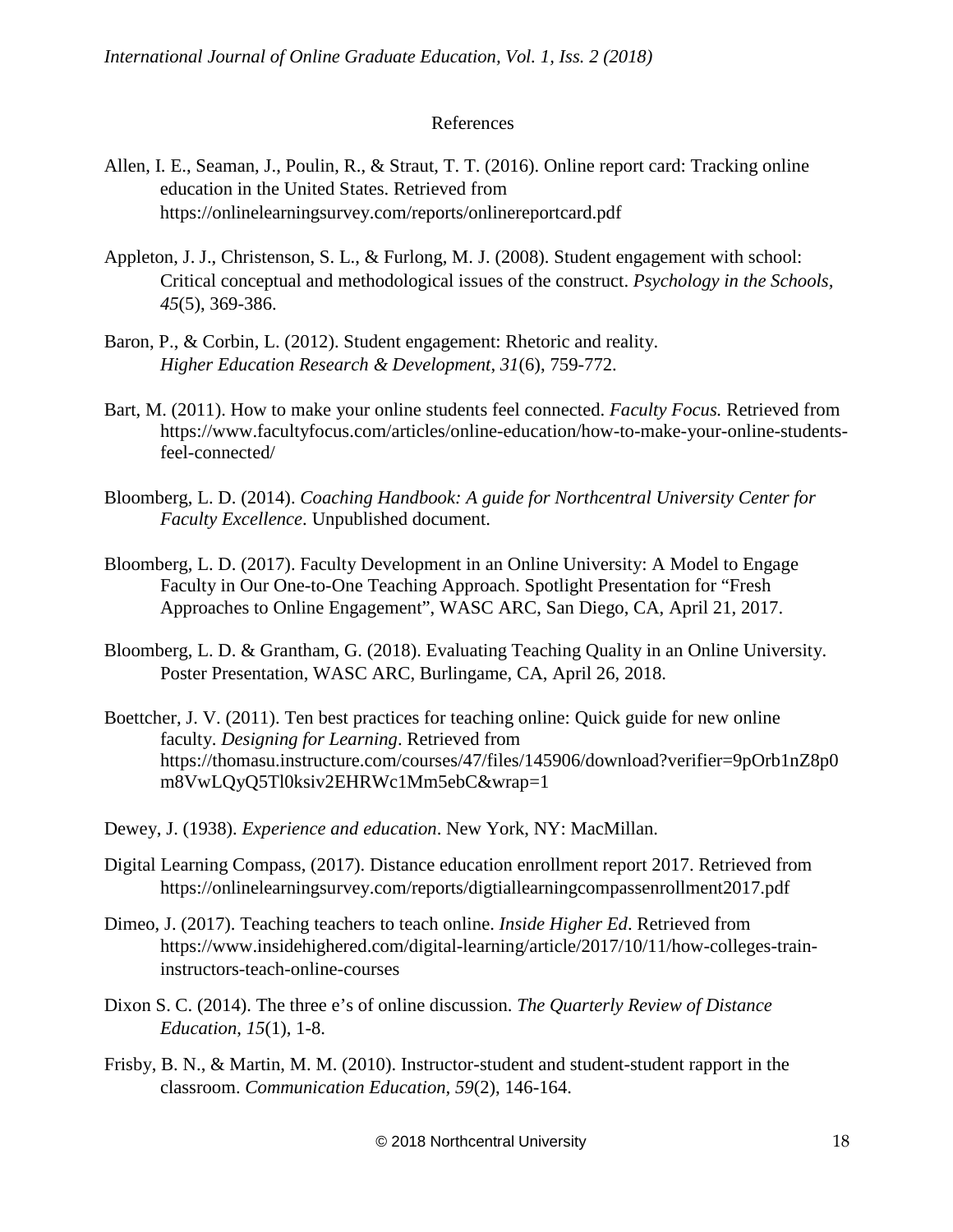## References

Allen, I. E., Seaman, J., Poulin, R., & Straut, T. T. (2016). Online report card: Tracking online education in the United States. Retrieved from https://onlinelearningsurvey.com/reports/onlinereportcard.pdf

Appleton, J. J., Christenson, S. L., & Furlong, M. J. (2008). Student engagement with school: Critical conceptual and methodological issues of the construct. *Psychology in the Schools*, *45*(5), 369-386.

Baron, P., & Corbin, L. (2012). Student engagement: Rhetoric and reality. *Higher Education Research & Development*, *31*(6), 759-772.

Bart, M. (2011). How to make your online students feel connected. *Faculty Focus.* Retrieved from https://www.facultyfocus.com/articles/online-education/how-to-make-your-online-students-feel-connected/

Bloomberg, L. D. (2014). *Coaching Handbook: A guide for Northcentral University Center for Faculty Excellence*. Unpublished document.

Bloomberg, L. D. (2017). Faculty Development in an Online University: A Model to Engage Faculty in Our One-to-One Teaching Approach. Spotlight Presentation for "Fresh Approaches to Online Engagement", WASC ARC, San Diego, CA, April 21, 2017.

Bloomberg, L. D. & Grantham, G. (2018). Evaluating Teaching Quality in an Online University. Poster Presentation, WASC ARC, Burlingame, CA, April 26, 2018.

Boettcher, J. V. (2011). Ten best practices for teaching online: Quick guide for new online faculty. *Designing for Learning*. Retrieved from https://thomasu.instructure.com/courses/47/files/145906/download?verifier=9pOrb1nZ8p0m8VwLQyQ5Tl0ksiv2EHRWc1Mm5ebC&wrap=1

Dewey, J. (1938). *Experience and education*. New York, NY: MacMillan.

Digital Learning Compass, (2017). Distance education enrollment report 2017. Retrieved from https://onlinelearningsurvey.com/reports/digtiallearningcompassenrollment2017.pdf

Dimeo, J. (2017). Teaching teachers to teach online. *Inside Higher Ed*. Retrieved from https://www.insidehighered.com/digital-learning/article/2017/10/11/how-colleges-train-instructors-teach-online-courses

Dixon S. C. (2014). The three e's of online discussion. *The Quarterly Review of Distance Education*, *15*(1), 1-8.

Frisby, B. N., & Martin, M. M. (2010). Instructor-student and student-student rapport in the classroom. *Communication Education*, *59*(2), 146-164.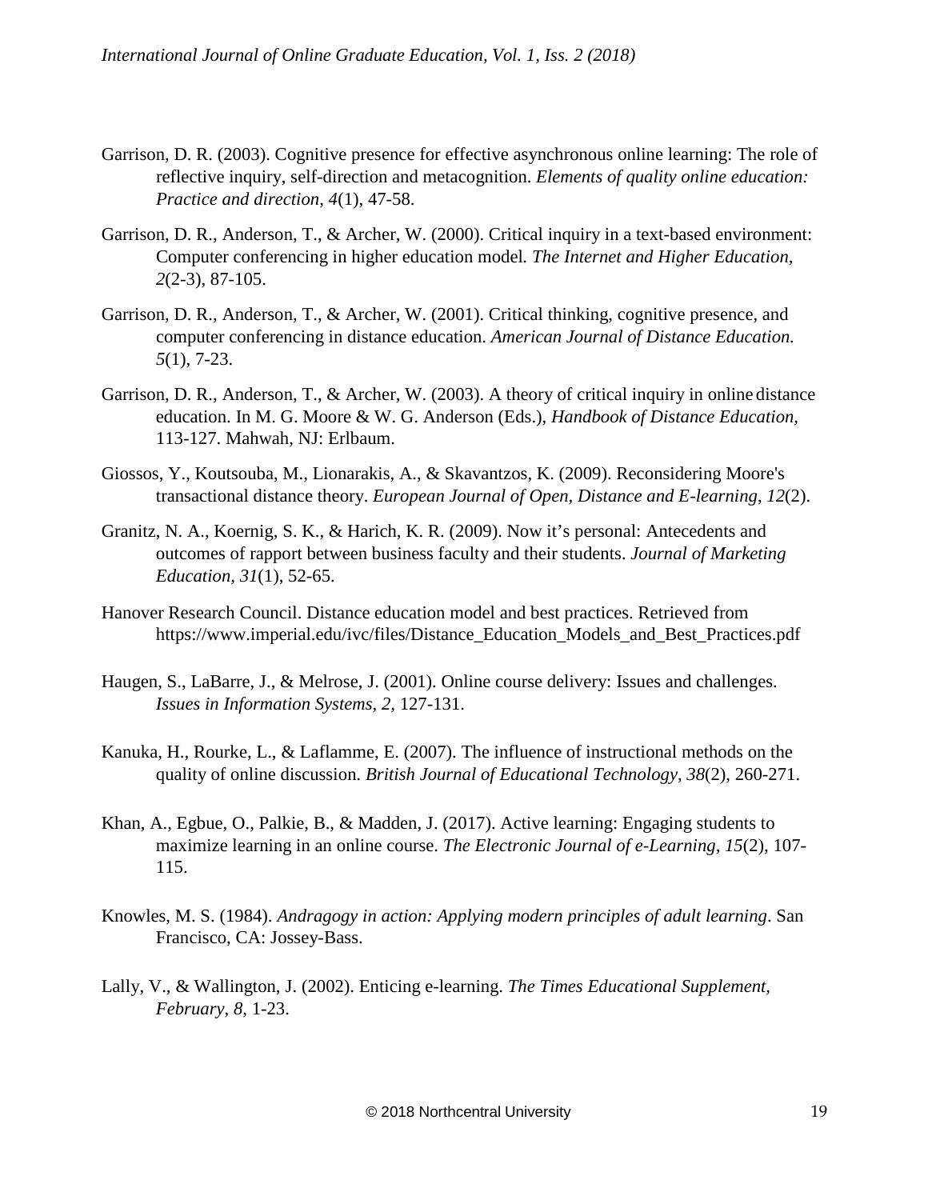Garrison, D. R. (2003). Cognitive presence for effective asynchronous online learning: The role of reflective inquiry, self-direction and metacognition. *Elements of quality online education: Practice and direction*, *4*(1), 47-58.

Garrison, D. R., Anderson, T., & Archer, W. (2000). Critical inquiry in a text-based environment: Computer conferencing in higher education model. *The Internet and Higher Education, 2*(2-3), 87-105.

Garrison, D. R., Anderson, T., & Archer, W. (2001). Critical thinking, cognitive presence, and computer conferencing in distance education. *American Journal of Distance Education. 5*(1), 7-23.

Garrison, D. R., Anderson, T., & Archer, W. (2003). A theory of critical inquiry in online distance education. In M. G. Moore & W. G. Anderson (Eds.), *Handbook of Distance Education,* 113-127. Mahwah, NJ: Erlbaum.

Giossos, Y., Koutsouba, M., Lionarakis, A., & Skavantzos, K. (2009). Reconsidering Moore's transactional distance theory. *European Journal of Open, Distance and E-learning*, *12*(2).

Granitz, N. A., Koernig, S. K., & Harich, K. R. (2009). Now it's personal: Antecedents and outcomes of rapport between business faculty and their students. *Journal of Marketing Education*, *31*(1), 52-65.

Hanover Research Council. Distance education model and best practices. Retrieved from https://www.imperial.edu/ivc/files/Distance_Education_Models_and_Best_Practices.pdf

Haugen, S., LaBarre, J., & Melrose, J. (2001). Online course delivery: Issues and challenges. *Issues in Information Systems*, *2,* 127-131.

Kanuka, H., Rourke, L., & Laflamme, E. (2007). The influence of instructional methods on the quality of online discussion. *British Journal of Educational Technology*, *38*(2), 260-271.

Khan, A., Egbue, O., Palkie, B., & Madden, J. (2017). Active learning: Engaging students to maximize learning in an online course. *The Electronic Journal of e-Learning, 15*(2), 107-115.

Knowles, M. S. (1984). *Andragogy in action: Applying modern principles of adult learning*. San Francisco, CA: Jossey-Bass.

Lally, V., & Wallington, J. (2002). Enticing e-learning. *The Times Educational Supplement, February*, *8*, 1-23.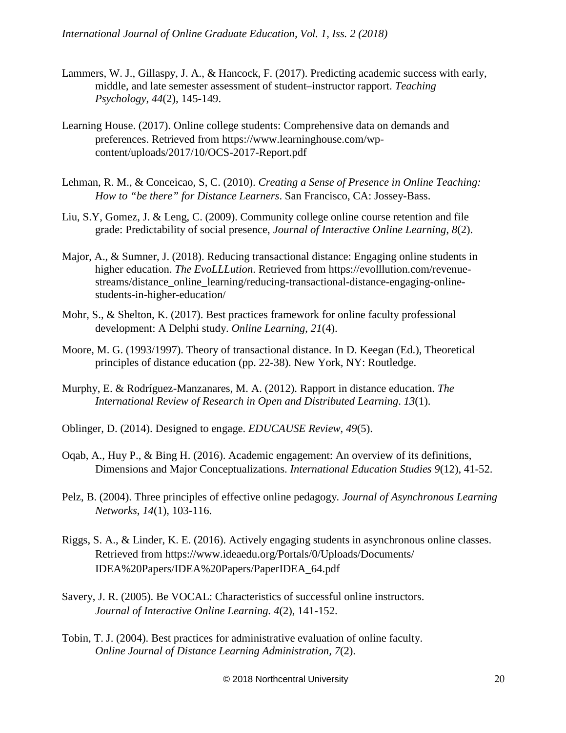Lammers, W. J., Gillaspy, J. A., & Hancock, F. (2017). Predicting academic success with early, middle, and late semester assessment of student–instructor rapport. *Teaching Psychology*, *44*(2), 145-149.

Learning House. (2017). Online college students: Comprehensive data on demands and preferences. Retrieved from https://www.learninghouse.com/wp-content/uploads/2017/10/OCS-2017-Report.pdf

Lehman, R. M., & Conceicao, S, C. (2010). *Creating a Sense of Presence in Online Teaching: How to "be there" for Distance Learners*. San Francisco, CA: Jossey-Bass.

Liu, S.Y, Gomez, J. & Leng, C. (2009). Community college online course retention and file grade: Predictability of social presence, *Journal of Interactive Online Learning*, *8*(2).

Major, A., & Sumner, J. (2018). Reducing transactional distance: Engaging online students in higher education. *The EvoLLLution*. Retrieved from https://evolllution.com/revenue-streams/distance_online_learning/reducing-transactional-distance-engaging-online-students-in-higher-education/

Mohr, S., & Shelton, K. (2017). Best practices framework for online faculty professional development: A Delphi study. *Online Learning*, *21*(4).

Moore, M. G. (1993/1997). Theory of transactional distance. In D. Keegan (Ed.), Theoretical principles of distance education (pp. 22-38). New York, NY: Routledge.

Murphy, E. & Rodríguez-Manzanares, M. A. (2012). Rapport in distance education. *The International Review of Research in Open and Distributed Learning*. *13*(1).

Oblinger, D. (2014). Designed to engage. *EDUCAUSE Review*, *49*(5).

Oqab, A., Huy P., & Bing H. (2016). Academic engagement: An overview of its definitions, Dimensions and Major Conceptualizations. *International Education Studies 9*(12), 41-52.

Pelz, B. (2004). Three principles of effective online pedagogy. *Journal of Asynchronous Learning Networks*, *14*(1), 103-116.

Riggs, S. A., & Linder, K. E. (2016). Actively engaging students in asynchronous online classes. Retrieved from https://www.ideaedu.org/Portals/0/Uploads/Documents/IDEA%20Papers/IDEA%20Papers/PaperIDEA_64.pdf

Savery, J. R. (2005). Be VOCAL: Characteristics of successful online instructors. *Journal of Interactive Online Learning. 4*(2), 141-152.

Tobin, T. J. (2004). Best practices for administrative evaluation of online faculty. *Online Journal of Distance Learning Administration, 7*(2).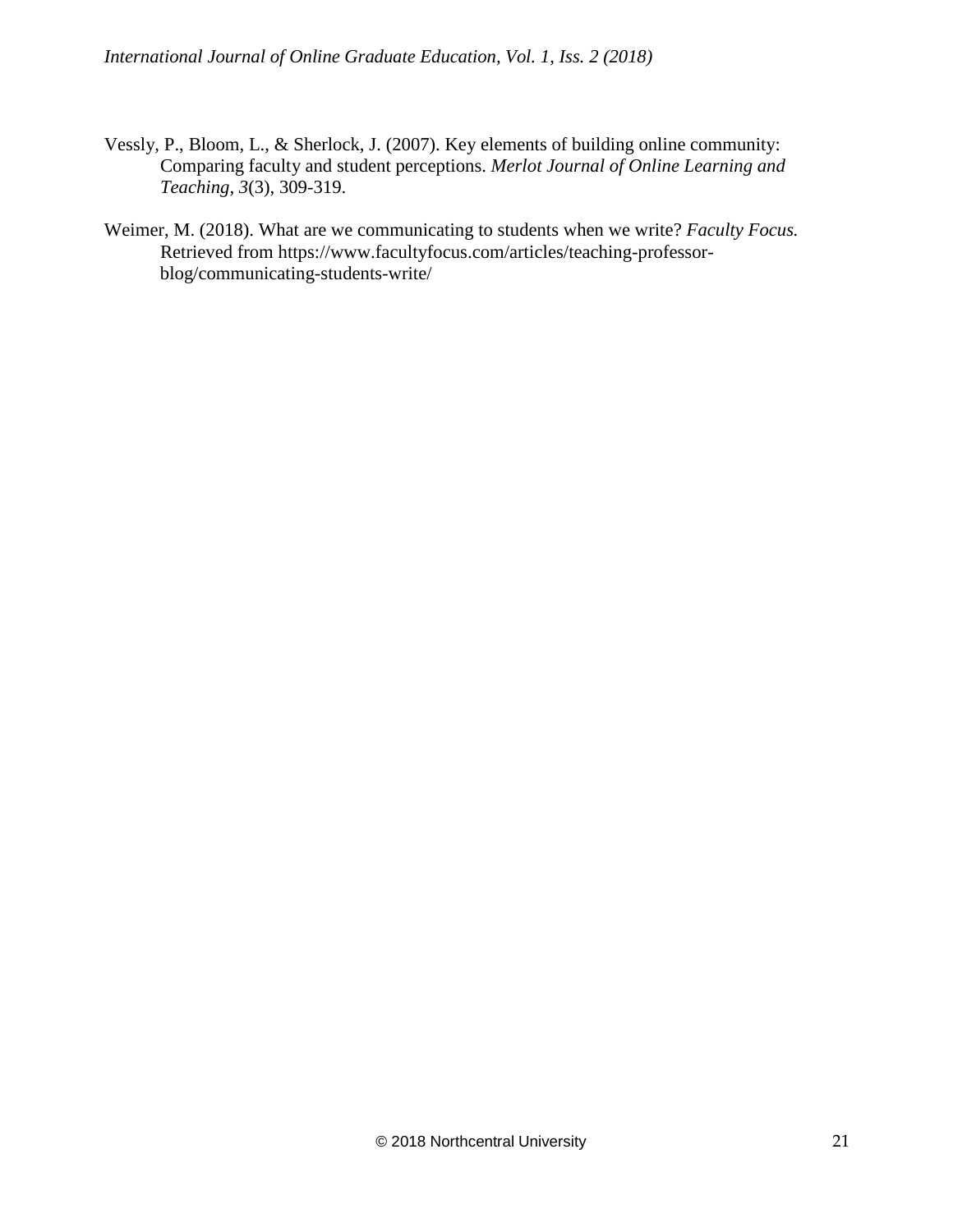Vessly, P., Bloom, L., & Sherlock, J. (2007). Key elements of building online community: Comparing faculty and student perceptions. *Merlot Journal of Online Learning and Teaching*, *3*(3), 309-319.

Weimer, M. (2018). What are we communicating to students when we write? *Faculty Focus.* Retrieved from https://www.facultyfocus.com/articles/teaching-professor-blog/communicating-students-write/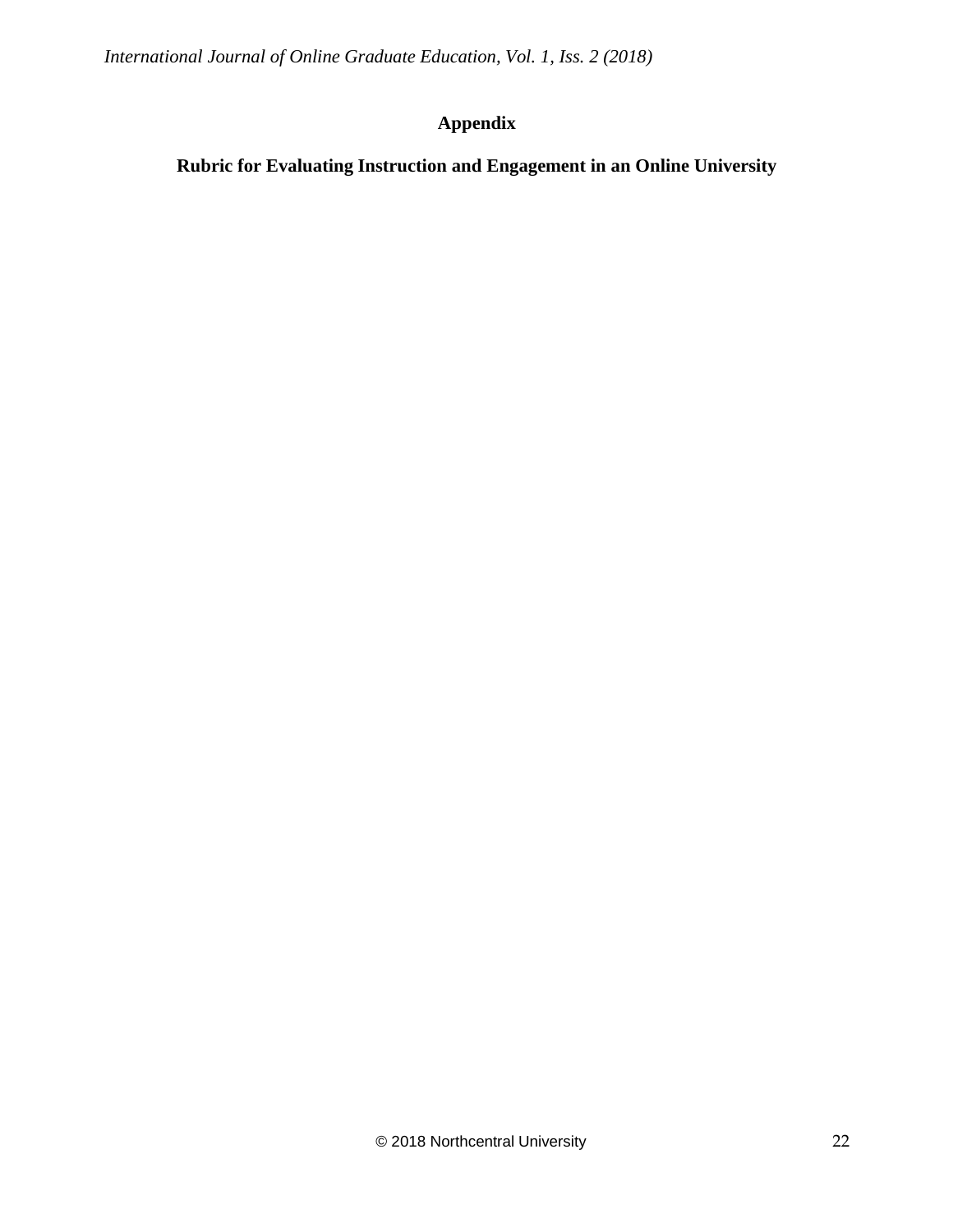# Appendix

## Rubric for Evaluating Instruction and Engagement in an Online University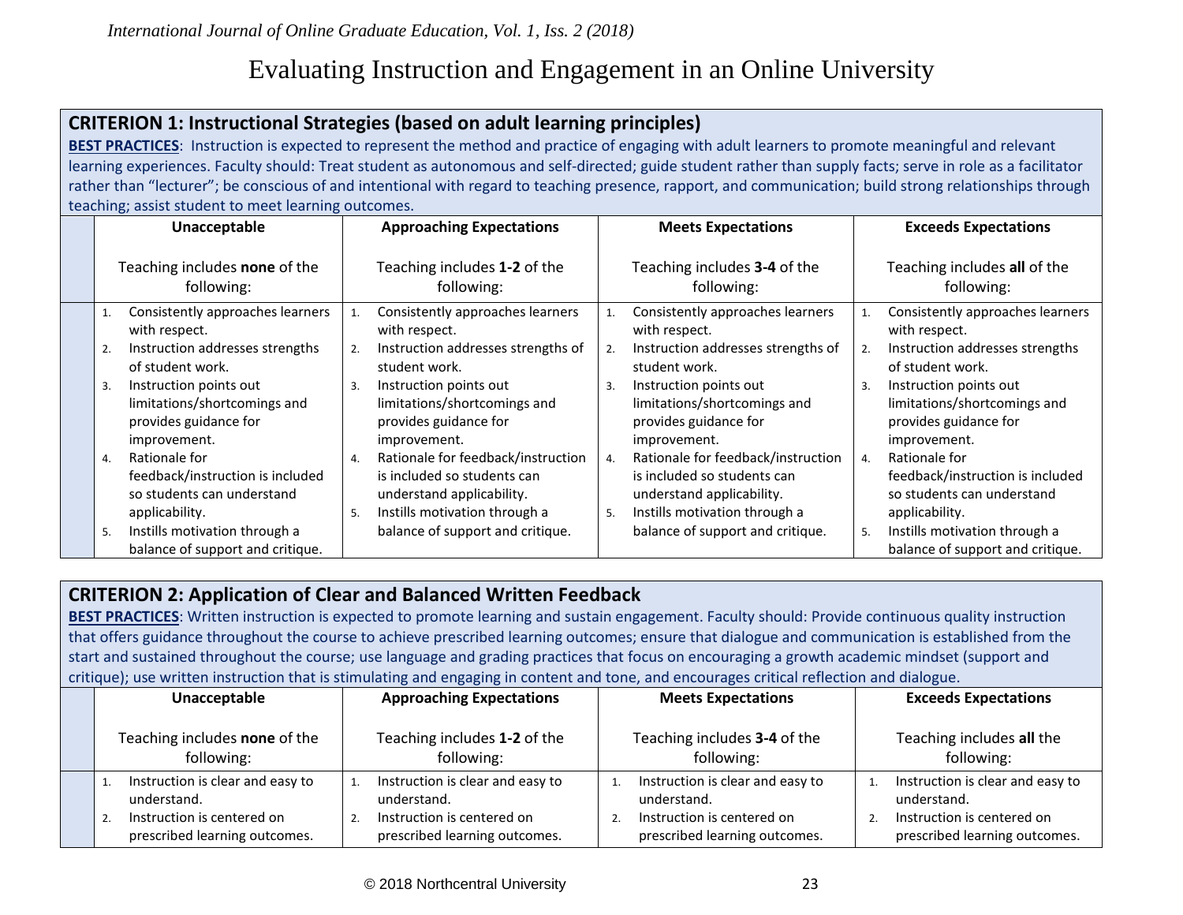## CRITERION 1: Instructional Strategies (based on adult learning principles)

**BEST PRACTICES**: Instruction is expected to represent the method and practice of engaging with adult learners to promote meaningful and relevant learning experiences. Faculty should: Treat student as autonomous and self-directed; guide student rather than supply facts; serve in role as a facilitator rather than "lecturer"; be conscious of and intentional with regard to teaching presence, rapport, and communication; build strong relationships through teaching; assist student to meet learning outcomes.

| | Unacceptable | Approaching Expectations | Meets Expectations | Exceeds Expectations |
|---|---|---|---|---|
| | Teaching includes **none** of the following: | Teaching includes **1-2** of the following: | Teaching includes **3-4** of the following: | Teaching includes **all** of the following: |
| | 1. Consistently approaches learners with respect.<br>2. Instruction addresses strengths of student work.<br>3. Instruction points out limitations/shortcomings and provides guidance for improvement.<br>4. Rationale for feedback/instruction is included so students can understand applicability.<br>5. Instills motivation through a balance of support and critique. | 1. Consistently approaches learners with respect.<br>2. Instruction addresses strengths of student work.<br>3. Instruction points out limitations/shortcomings and provides guidance for improvement.<br>4. Rationale for feedback/instruction is included so students can understand applicability.<br>5. Instills motivation through a balance of support and critique. | 1. Consistently approaches learners with respect.<br>2. Instruction addresses strengths of student work.<br>3. Instruction points out limitations/shortcomings and provides guidance for improvement.<br>4. Rationale for feedback/instruction is included so students can understand applicability.<br>5. Instills motivation through a balance of support and critique. | 1. Consistently approaches learners with respect.<br>2. Instruction addresses strengths of student work.<br>3. Instruction points out limitations/shortcomings and provides guidance for improvement.<br>4. Rationale for feedback/instruction is included so students can understand applicability.<br>5. Instills motivation through a balance of support and critique. |

## CRITERION 2: Application of Clear and Balanced Written Feedback

**BEST PRACTICES**: Written instruction is expected to promote learning and sustain engagement. Faculty should: Provide continuous quality instruction that offers guidance throughout the course to achieve prescribed learning outcomes; ensure that dialogue and communication is established from the start and sustained throughout the course; use language and grading practices that focus on encouraging a growth academic mindset (support and critique); use written instruction that is stimulating and engaging in content and tone, and encourages critical reflection and dialogue.

| | Unacceptable | Approaching Expectations | Meets Expectations | Exceeds Expectations |
|---|---|---|---|---|
| | Teaching includes **none** of the following: | Teaching includes **1-2** of the following: | Teaching includes **3-4** of the following: | Teaching includes **all** the following: |
| | 1. Instruction is clear and easy to understand.<br>2. Instruction is centered on prescribed learning outcomes. | 1. Instruction is clear and easy to understand.<br>2. Instruction is centered on prescribed learning outcomes. | 1. Instruction is clear and easy to understand.<br>2. Instruction is centered on prescribed learning outcomes. | 1. Instruction is clear and easy to understand.<br>2. Instruction is centered on prescribed learning outcomes. |

© 2018 Northcentral University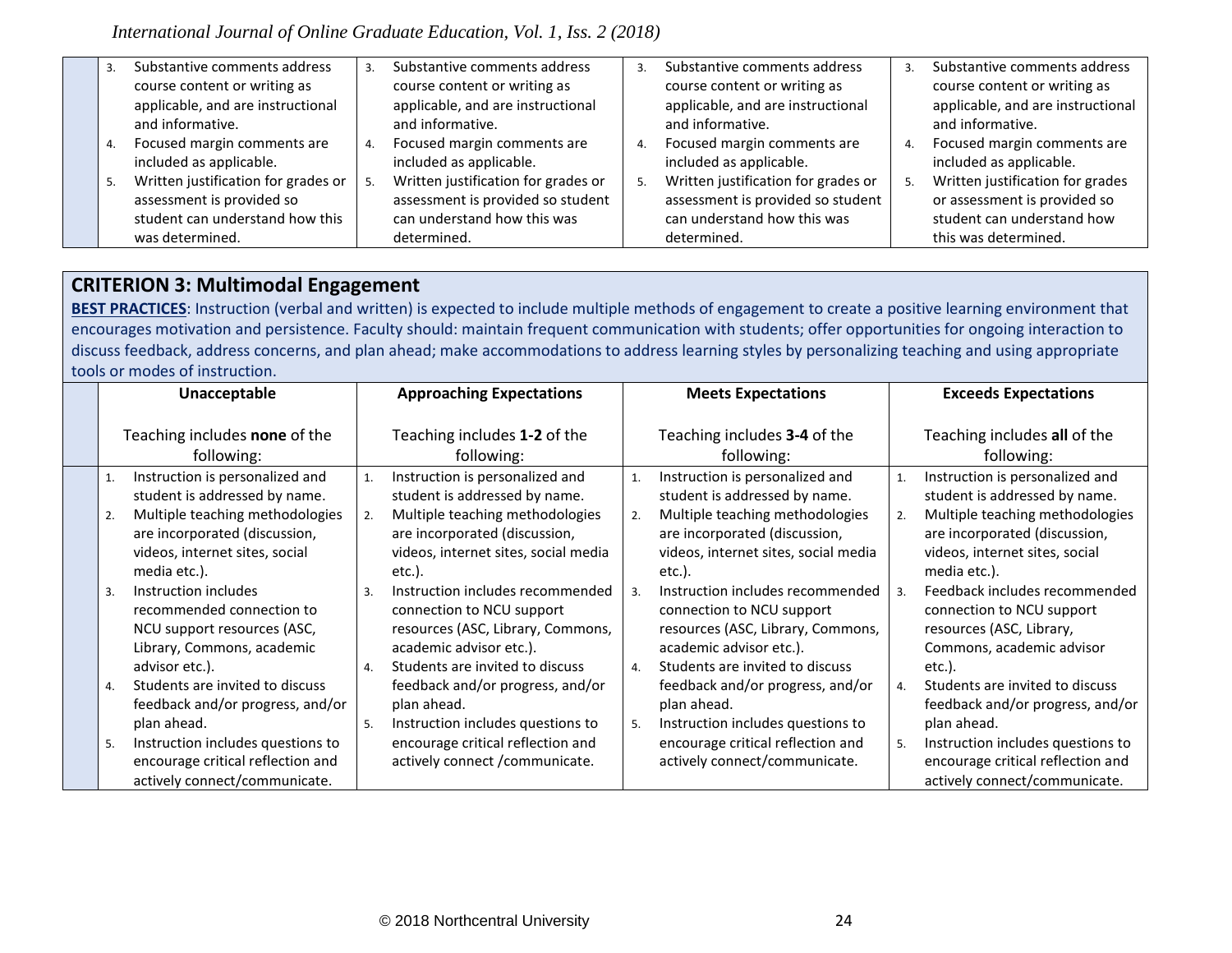| | | | | |
|---|---|---|---|---|
| | 3. Substantive comments address course content or writing as applicable, and are instructional and informative. 4. Focused margin comments are included as applicable. 5. Written justification for grades or assessment is provided so student can understand how this was determined. | 3. Substantive comments address course content or writing as applicable, and are instructional and informative. 4. Focused margin comments are included as applicable. 5. Written justification for grades or assessment is provided so student can understand how this was determined. | 3. Substantive comments address course content or writing as applicable, and are instructional and informative. 4. Focused margin comments are included as applicable. 5. Written justification for grades or assessment is provided so student can understand how this was determined. | 3. Substantive comments address course content or writing as applicable, and are instructional and informative. 4. Focused margin comments are included as applicable. 5. Written justification for grades or assessment is provided so student can understand how this was determined. |

## CRITERION 3: Multimodal Engagement

**BEST PRACTICES**: Instruction (verbal and written) is expected to include multiple methods of engagement to create a positive learning environment that encourages motivation and persistence. Faculty should: maintain frequent communication with students; offer opportunities for ongoing interaction to discuss feedback, address concerns, and plan ahead; make accommodations to address learning styles by personalizing teaching and using appropriate tools or modes of instruction.

| | Unacceptable | Approaching Expectations | Meets Expectations | Exceeds Expectations |
|---|---|---|---|---|
| | Teaching includes **none** of the following: | Teaching includes **1-2** of the following: | Teaching includes **3-4** of the following: | Teaching includes **all** of the following: |
| | 1. Instruction is personalized and student is addressed by name. 2. Multiple teaching methodologies are incorporated (discussion, videos, internet sites, social media etc.). 3. Instruction includes recommended connection to NCU support resources (ASC, Library, Commons, academic advisor etc.). 4. Students are invited to discuss feedback and/or progress, and/or plan ahead. 5. Instruction includes questions to encourage critical reflection and actively connect/communicate. | 1. Instruction is personalized and student is addressed by name. 2. Multiple teaching methodologies are incorporated (discussion, videos, internet sites, social media etc.). 3. Instruction includes recommended connection to NCU support resources (ASC, Library, Commons, academic advisor etc.). 4. Students are invited to discuss feedback and/or progress, and/or plan ahead. 5. Instruction includes questions to encourage critical reflection and actively connect /communicate. | 1. Instruction is personalized and student is addressed by name. 2. Multiple teaching methodologies are incorporated (discussion, videos, internet sites, social media etc.). 3. Instruction includes recommended connection to NCU support resources (ASC, Library, Commons, academic advisor etc.). 4. Students are invited to discuss feedback and/or progress, and/or plan ahead. 5. Instruction includes questions to encourage critical reflection and actively connect/communicate. | 1. Instruction is personalized and student is addressed by name. 2. Multiple teaching methodologies are incorporated (discussion, videos, internet sites, social media etc.). 3. Feedback includes recommended connection to NCU support resources (ASC, Library, Commons, academic advisor etc.). 4. Students are invited to discuss feedback and/or progress, and/or plan ahead. 5. Instruction includes questions to encourage critical reflection and actively connect/communicate. |

© 2018 Northcentral University